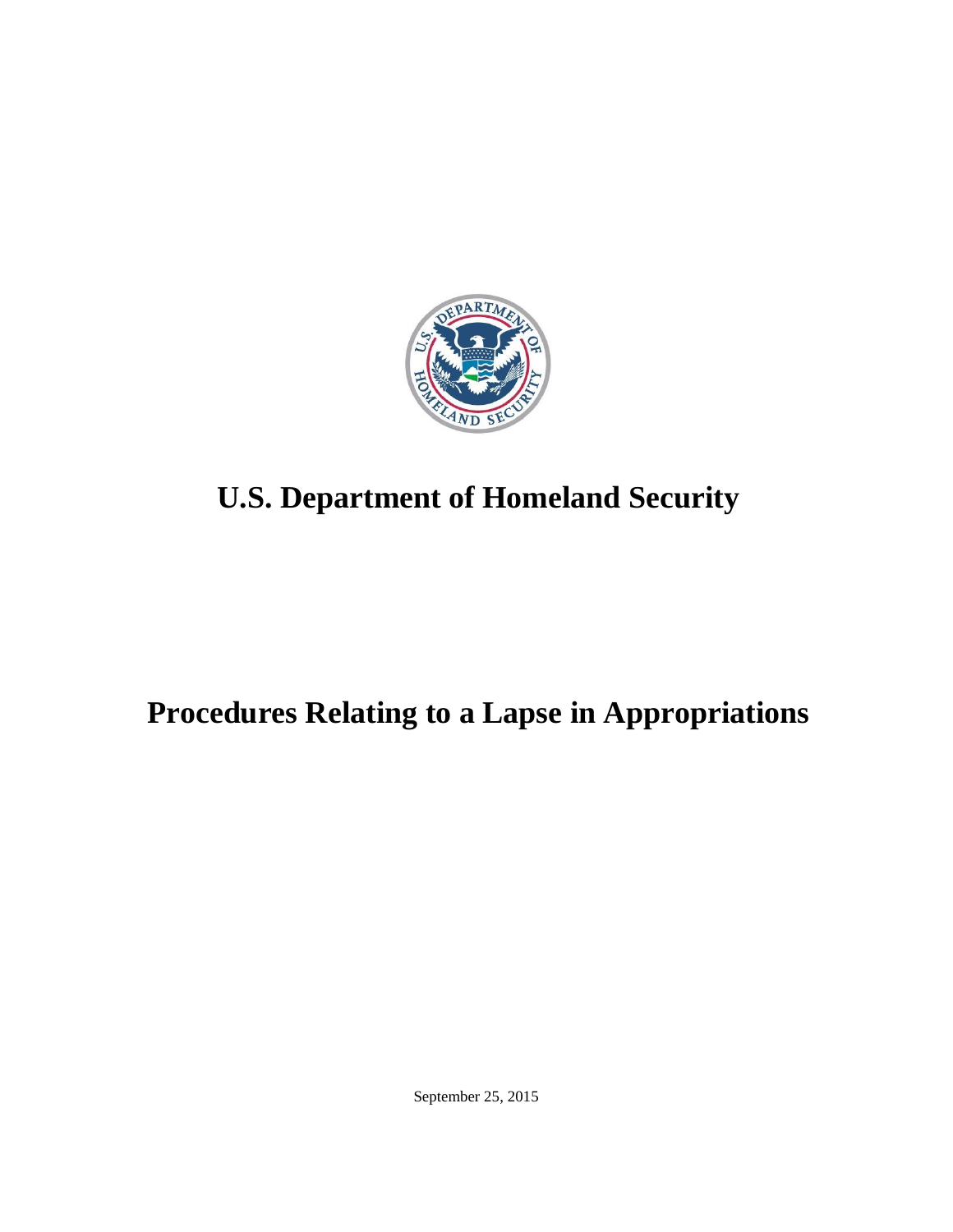# U.S. Department of Homeland Security

# Procedures Relating to a Lapse in Appropriations

September 25, 2015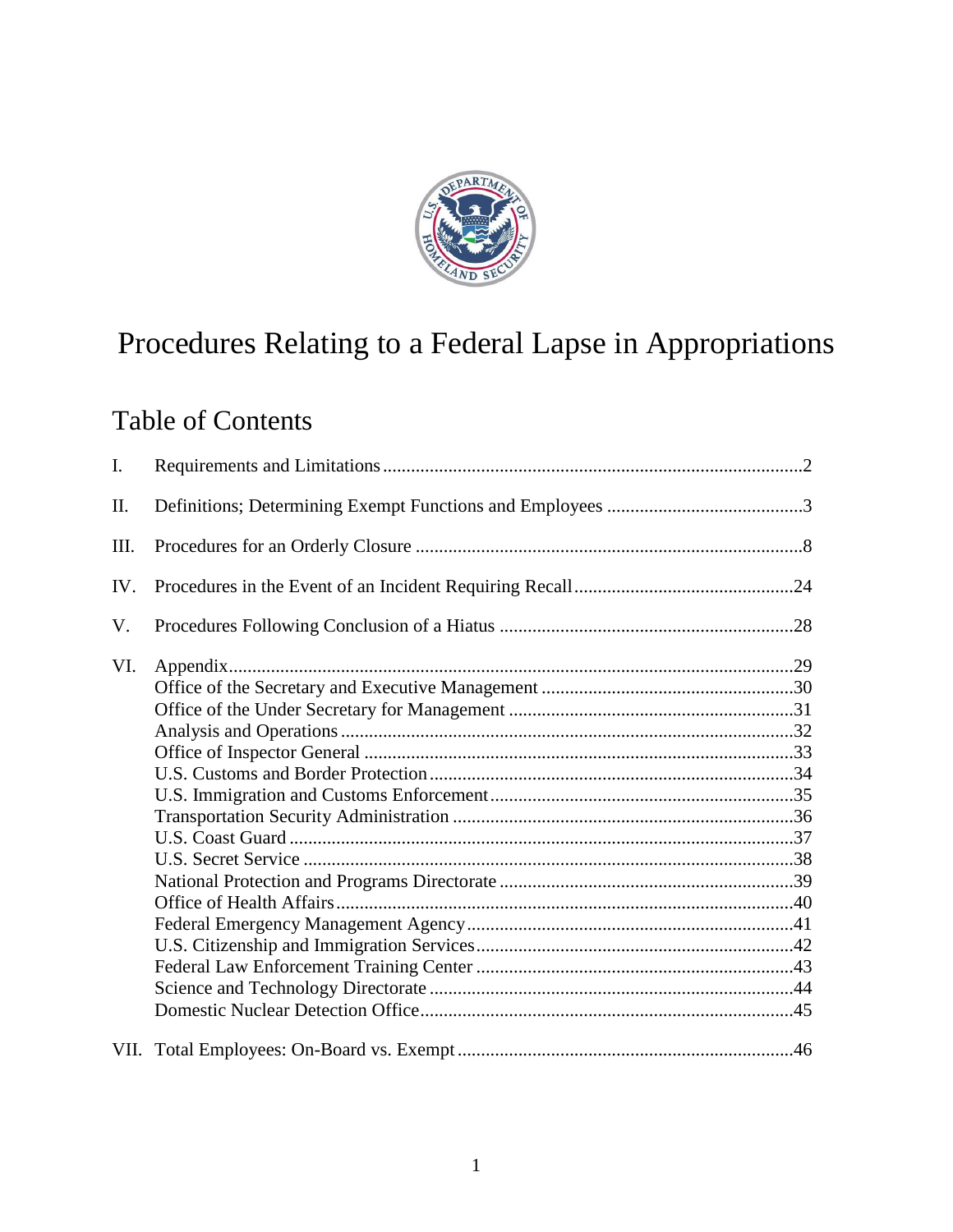# Procedures Relating to a Federal Lapse in Appropriations

## Table of Contents

I. Requirements and Limitations ........ 2

II. Definitions; Determining Exempt Functions and Employees ........ 3

III. Procedures for an Orderly Closure ........ 8

IV. Procedures in the Event of an Incident Requiring Recall ........ 24

V. Procedures Following Conclusion of a Hiatus ........ 28

VI. Appendix ........ 29
- Office of the Secretary and Executive Management ........ 30
- Office of the Under Secretary for Management ........ 31
- Analysis and Operations ........ 32
- Office of Inspector General ........ 33
- U.S. Customs and Border Protection ........ 34
- U.S. Immigration and Customs Enforcement ........ 35
- Transportation Security Administration ........ 36
- U.S. Coast Guard ........ 37
- U.S. Secret Service ........ 38
- National Protection and Programs Directorate ........ 39
- Office of Health Affairs ........ 40
- Federal Emergency Management Agency ........ 41
- U.S. Citizenship and Immigration Services ........ 42
- Federal Law Enforcement Training Center ........ 43
- Science and Technology Directorate ........ 44
- Domestic Nuclear Detection Office ........ 45

VII. Total Employees: On-Board vs. Exempt ........ 46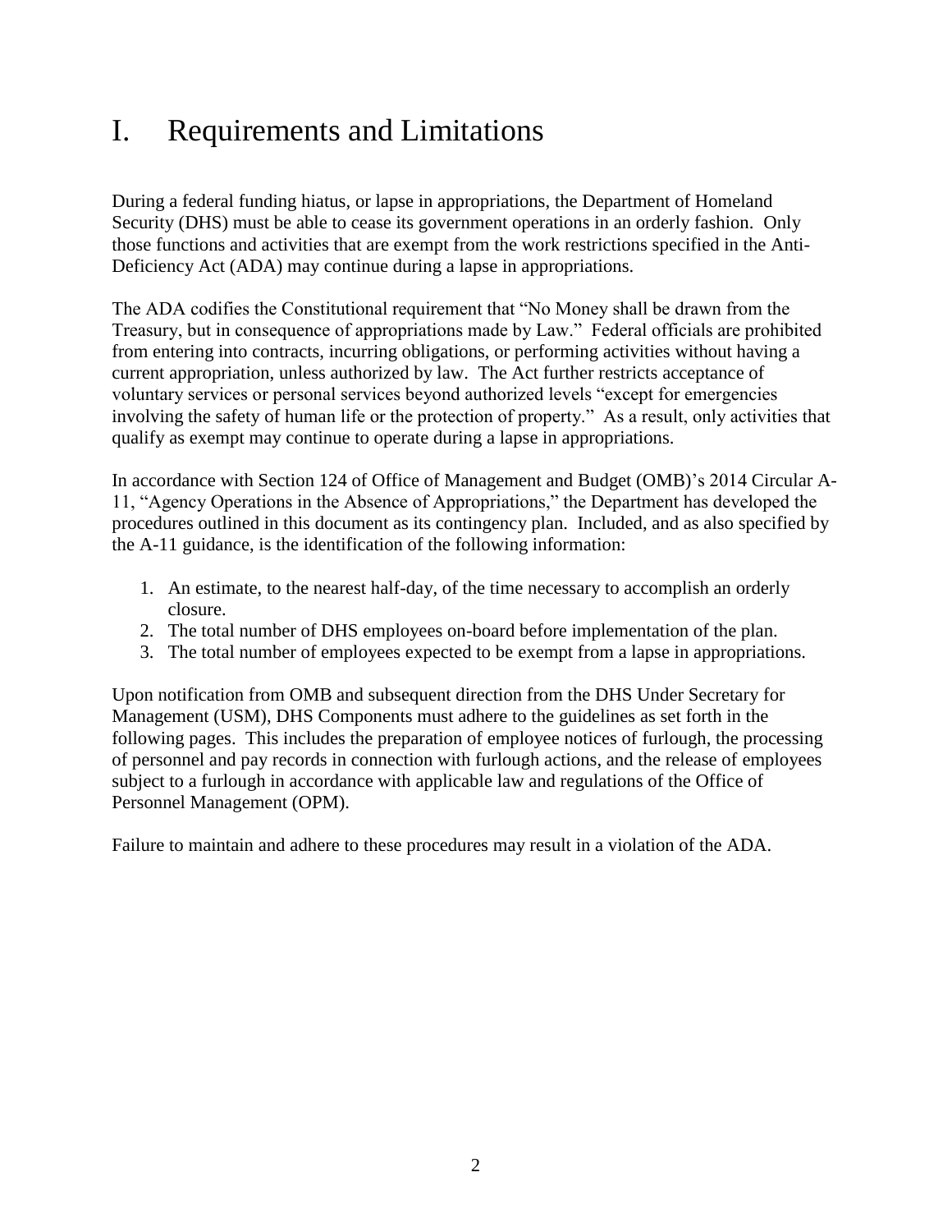# I. Requirements and Limitations

During a federal funding hiatus, or lapse in appropriations, the Department of Homeland Security (DHS) must be able to cease its government operations in an orderly fashion. Only those functions and activities that are exempt from the work restrictions specified in the Anti-Deficiency Act (ADA) may continue during a lapse in appropriations.

The ADA codifies the Constitutional requirement that "No Money shall be drawn from the Treasury, but in consequence of appropriations made by Law." Federal officials are prohibited from entering into contracts, incurring obligations, or performing activities without having a current appropriation, unless authorized by law. The Act further restricts acceptance of voluntary services or personal services beyond authorized levels "except for emergencies involving the safety of human life or the protection of property." As a result, only activities that qualify as exempt may continue to operate during a lapse in appropriations.

In accordance with Section 124 of Office of Management and Budget (OMB)'s 2014 Circular A-11, "Agency Operations in the Absence of Appropriations," the Department has developed the procedures outlined in this document as its contingency plan. Included, and as also specified by the A-11 guidance, is the identification of the following information:

1. An estimate, to the nearest half-day, of the time necessary to accomplish an orderly closure.
2. The total number of DHS employees on-board before implementation of the plan.
3. The total number of employees expected to be exempt from a lapse in appropriations.

Upon notification from OMB and subsequent direction from the DHS Under Secretary for Management (USM), DHS Components must adhere to the guidelines as set forth in the following pages. This includes the preparation of employee notices of furlough, the processing of personnel and pay records in connection with furlough actions, and the release of employees subject to a furlough in accordance with applicable law and regulations of the Office of Personnel Management (OPM).

Failure to maintain and adhere to these procedures may result in a violation of the ADA.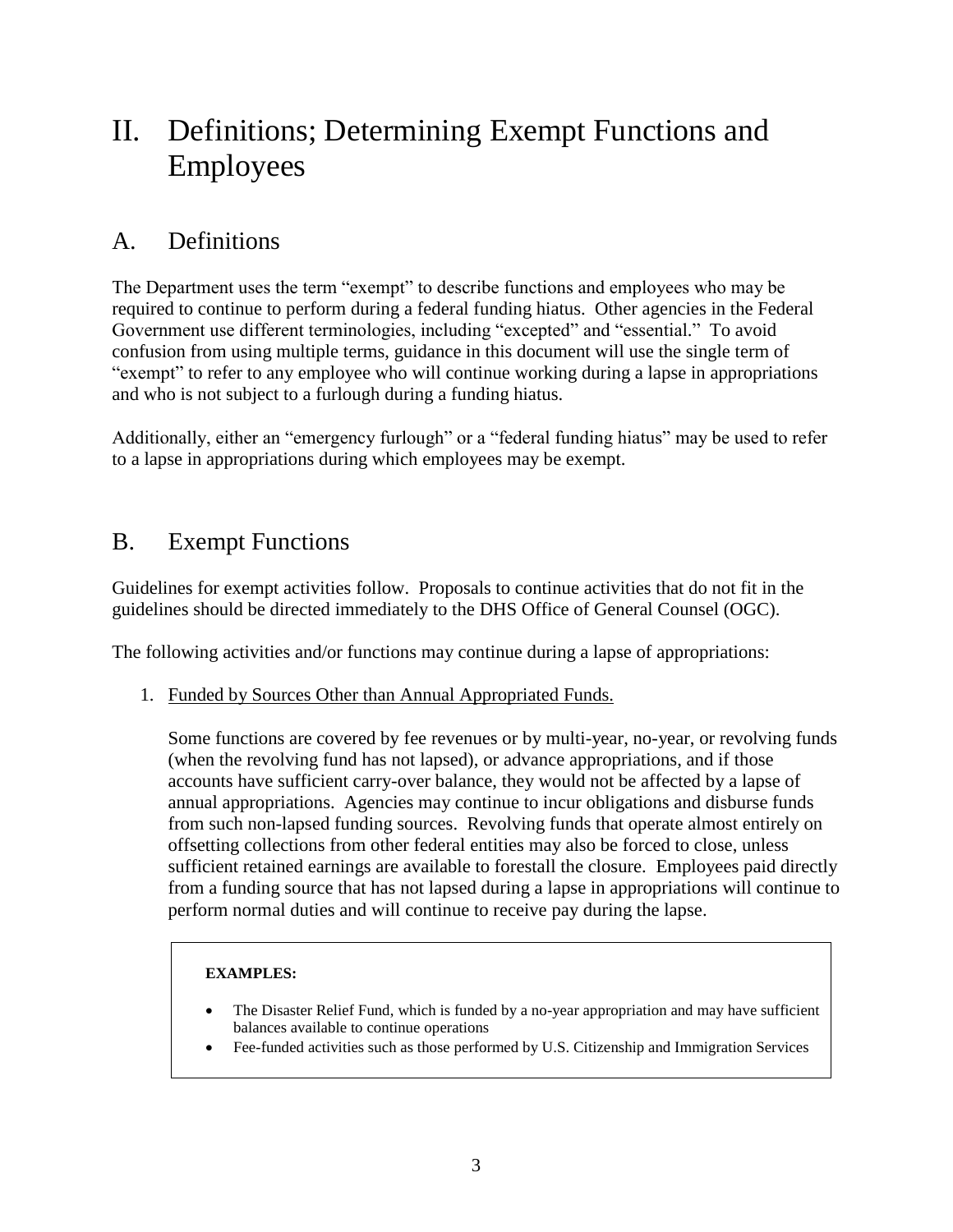# II. Definitions; Determining Exempt Functions and Employees

## A. Definitions

The Department uses the term "exempt" to describe functions and employees who may be required to continue to perform during a federal funding hiatus. Other agencies in the Federal Government use different terminologies, including "excepted" and "essential." To avoid confusion from using multiple terms, guidance in this document will use the single term of "exempt" to refer to any employee who will continue working during a lapse in appropriations and who is not subject to a furlough during a funding hiatus.

Additionally, either an "emergency furlough" or a "federal funding hiatus" may be used to refer to a lapse in appropriations during which employees may be exempt.

## B. Exempt Functions

Guidelines for exempt activities follow. Proposals to continue activities that do not fit in the guidelines should be directed immediately to the DHS Office of General Counsel (OGC).

The following activities and/or functions may continue during a lapse of appropriations:

1. Funded by Sources Other than Annual Appropriated Funds.

   Some functions are covered by fee revenues or by multi-year, no-year, or revolving funds (when the revolving fund has not lapsed), or advance appropriations, and if those accounts have sufficient carry-over balance, they would not be affected by a lapse of annual appropriations. Agencies may continue to incur obligations and disburse funds from such non-lapsed funding sources. Revolving funds that operate almost entirely on offsetting collections from other federal entities may also be forced to close, unless sufficient retained earnings are available to forestall the closure. Employees paid directly from a funding source that has not lapsed during a lapse in appropriations will continue to perform normal duties and will continue to receive pay during the lapse.

   > **EXAMPLES:**
   >
   > - The Disaster Relief Fund, which is funded by a no-year appropriation and may have sufficient balances available to continue operations
   > - Fee-funded activities such as those performed by U.S. Citizenship and Immigration Services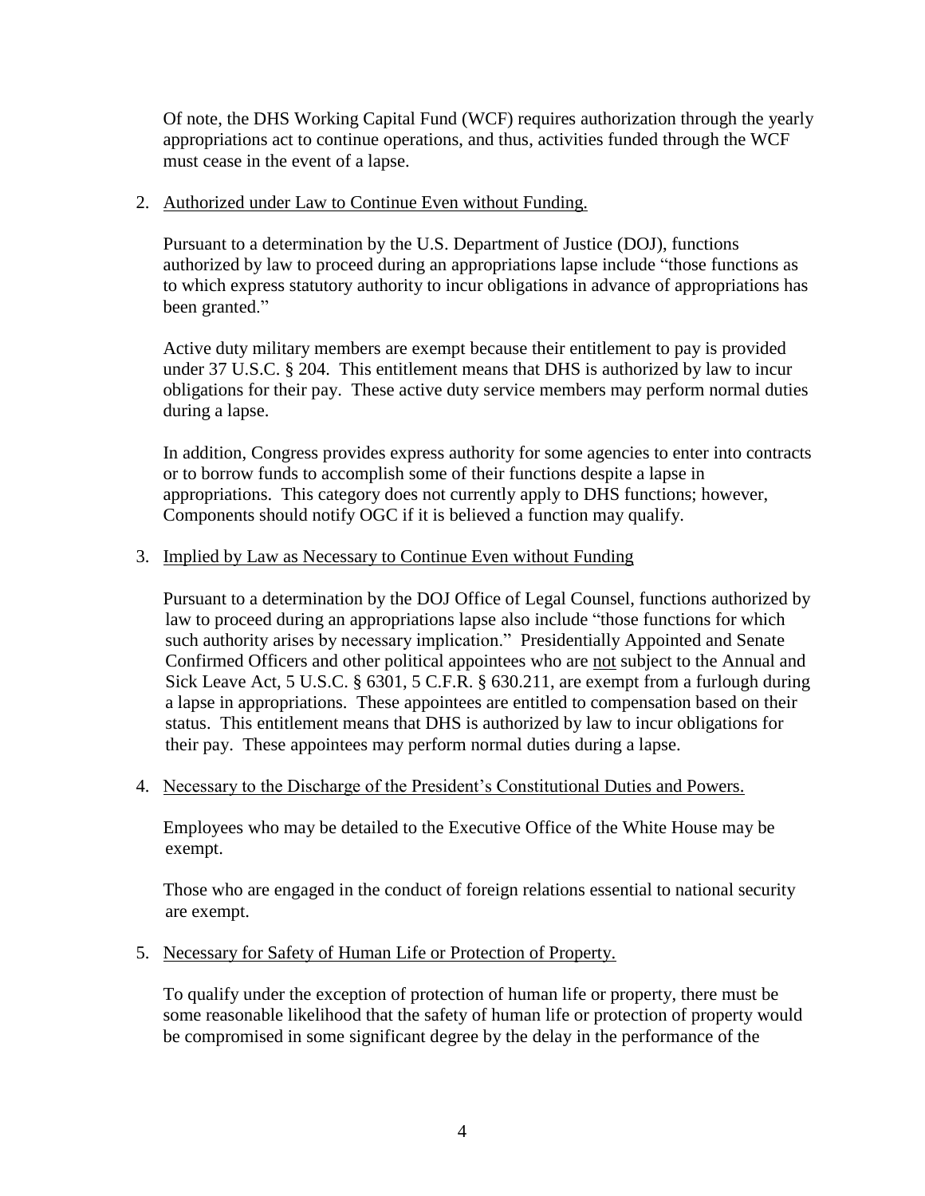Of note, the DHS Working Capital Fund (WCF) requires authorization through the yearly appropriations act to continue operations, and thus, activities funded through the WCF must cease in the event of a lapse.

2. Authorized under Law to Continue Even without Funding.

   Pursuant to a determination by the U.S. Department of Justice (DOJ), functions authorized by law to proceed during an appropriations lapse include "those functions as to which express statutory authority to incur obligations in advance of appropriations has been granted."

   Active duty military members are exempt because their entitlement to pay is provided under 37 U.S.C. § 204. This entitlement means that DHS is authorized by law to incur obligations for their pay. These active duty service members may perform normal duties during a lapse.

   In addition, Congress provides express authority for some agencies to enter into contracts or to borrow funds to accomplish some of their functions despite a lapse in appropriations. This category does not currently apply to DHS functions; however, Components should notify OGC if it is believed a function may qualify.

3. Implied by Law as Necessary to Continue Even without Funding

   Pursuant to a determination by the DOJ Office of Legal Counsel, functions authorized by law to proceed during an appropriations lapse also include "those functions for which such authority arises by necessary implication." Presidentially Appointed and Senate Confirmed Officers and other political appointees who are not subject to the Annual and Sick Leave Act, 5 U.S.C. § 6301, 5 C.F.R. § 630.211, are exempt from a furlough during a lapse in appropriations. These appointees are entitled to compensation based on their status. This entitlement means that DHS is authorized by law to incur obligations for their pay. These appointees may perform normal duties during a lapse.

4. Necessary to the Discharge of the President's Constitutional Duties and Powers.

   Employees who may be detailed to the Executive Office of the White House may be exempt.

   Those who are engaged in the conduct of foreign relations essential to national security are exempt.

5. Necessary for Safety of Human Life or Protection of Property.

   To qualify under the exception of protection of human life or property, there must be some reasonable likelihood that the safety of human life or protection of property would be compromised in some significant degree by the delay in the performance of the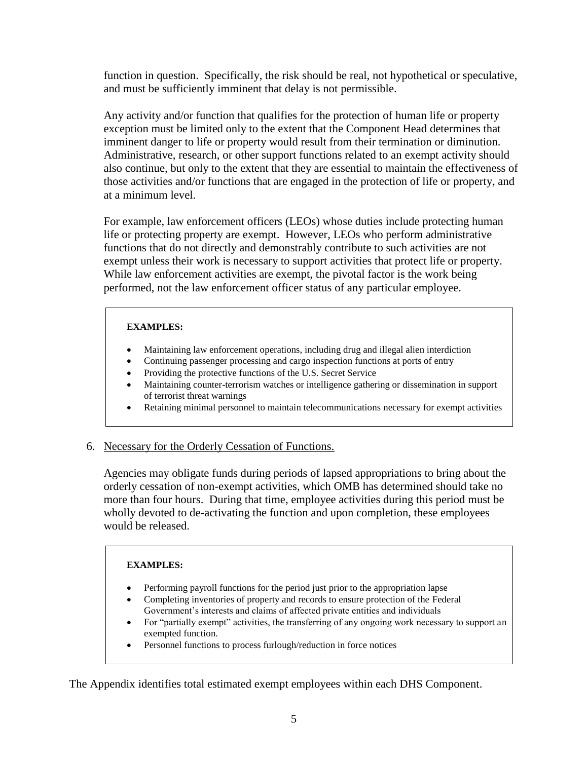function in question. Specifically, the risk should be real, not hypothetical or speculative, and must be sufficiently imminent that delay is not permissible.

Any activity and/or function that qualifies for the protection of human life or property exception must be limited only to the extent that the Component Head determines that imminent danger to life or property would result from their termination or diminution. Administrative, research, or other support functions related to an exempt activity should also continue, but only to the extent that they are essential to maintain the effectiveness of those activities and/or functions that are engaged in the protection of life or property, and at a minimum level.

For example, law enforcement officers (LEOs) whose duties include protecting human life or protecting property are exempt. However, LEOs who perform administrative functions that do not directly and demonstrably contribute to such activities are not exempt unless their work is necessary to support activities that protect life or property. While law enforcement activities are exempt, the pivotal factor is the work being performed, not the law enforcement officer status of any particular employee.

**EXAMPLES:**

- Maintaining law enforcement operations, including drug and illegal alien interdiction
- Continuing passenger processing and cargo inspection functions at ports of entry
- Providing the protective functions of the U.S. Secret Service
- Maintaining counter-terrorism watches or intelligence gathering or dissemination in support of terrorist threat warnings
- Retaining minimal personnel to maintain telecommunications necessary for exempt activities

6. Necessary for the Orderly Cessation of Functions.

Agencies may obligate funds during periods of lapsed appropriations to bring about the orderly cessation of non-exempt activities, which OMB has determined should take no more than four hours. During that time, employee activities during this period must be wholly devoted to de-activating the function and upon completion, these employees would be released.

**EXAMPLES:**

- Performing payroll functions for the period just prior to the appropriation lapse
- Completing inventories of property and records to ensure protection of the Federal Government's interests and claims of affected private entities and individuals
- For "partially exempt" activities, the transferring of any ongoing work necessary to support an exempted function.
- Personnel functions to process furlough/reduction in force notices

The Appendix identifies total estimated exempt employees within each DHS Component.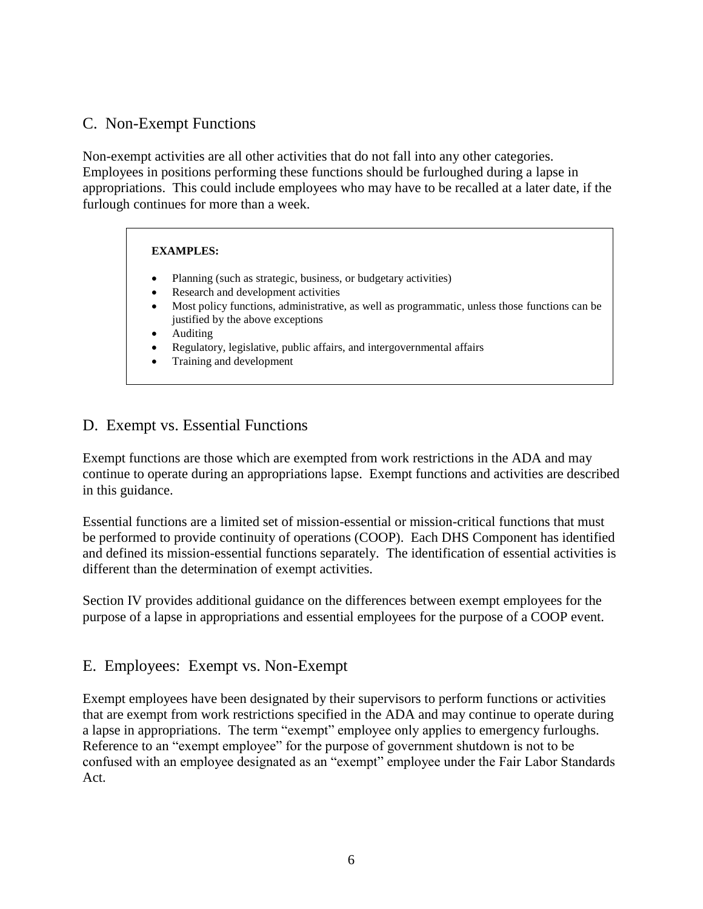## C. Non-Exempt Functions

Non-exempt activities are all other activities that do not fall into any other categories. Employees in positions performing these functions should be furloughed during a lapse in appropriations. This could include employees who may have to be recalled at a later date, if the furlough continues for more than a week.

**EXAMPLES:**

- Planning (such as strategic, business, or budgetary activities)
- Research and development activities
- Most policy functions, administrative, as well as programmatic, unless those functions can be justified by the above exceptions
- Auditing
- Regulatory, legislative, public affairs, and intergovernmental affairs
- Training and development

## D. Exempt vs. Essential Functions

Exempt functions are those which are exempted from work restrictions in the ADA and may continue to operate during an appropriations lapse. Exempt functions and activities are described in this guidance.

Essential functions are a limited set of mission-essential or mission-critical functions that must be performed to provide continuity of operations (COOP). Each DHS Component has identified and defined its mission-essential functions separately. The identification of essential activities is different than the determination of exempt activities.

Section IV provides additional guidance on the differences between exempt employees for the purpose of a lapse in appropriations and essential employees for the purpose of a COOP event.

## E. Employees: Exempt vs. Non-Exempt

Exempt employees have been designated by their supervisors to perform functions or activities that are exempt from work restrictions specified in the ADA and may continue to operate during a lapse in appropriations. The term "exempt" employee only applies to emergency furloughs. Reference to an "exempt employee" for the purpose of government shutdown is not to be confused with an employee designated as an "exempt" employee under the Fair Labor Standards Act.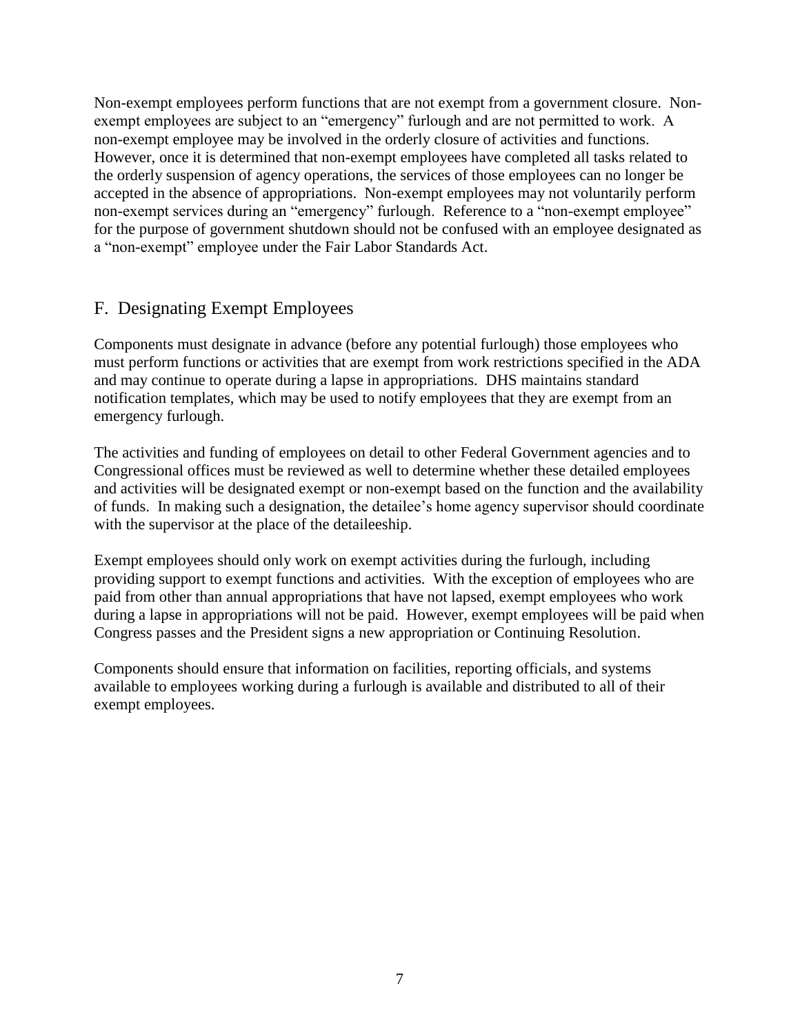Non-exempt employees perform functions that are not exempt from a government closure. Non-exempt employees are subject to an "emergency" furlough and are not permitted to work. A non-exempt employee may be involved in the orderly closure of activities and functions. However, once it is determined that non-exempt employees have completed all tasks related to the orderly suspension of agency operations, the services of those employees can no longer be accepted in the absence of appropriations. Non-exempt employees may not voluntarily perform non-exempt services during an "emergency" furlough. Reference to a "non-exempt employee" for the purpose of government shutdown should not be confused with an employee designated as a "non-exempt" employee under the Fair Labor Standards Act.

## F. Designating Exempt Employees

Components must designate in advance (before any potential furlough) those employees who must perform functions or activities that are exempt from work restrictions specified in the ADA and may continue to operate during a lapse in appropriations. DHS maintains standard notification templates, which may be used to notify employees that they are exempt from an emergency furlough.

The activities and funding of employees on detail to other Federal Government agencies and to Congressional offices must be reviewed as well to determine whether these detailed employees and activities will be designated exempt or non-exempt based on the function and the availability of funds. In making such a designation, the detailee's home agency supervisor should coordinate with the supervisor at the place of the detaileeship.

Exempt employees should only work on exempt activities during the furlough, including providing support to exempt functions and activities. With the exception of employees who are paid from other than annual appropriations that have not lapsed, exempt employees who work during a lapse in appropriations will not be paid. However, exempt employees will be paid when Congress passes and the President signs a new appropriation or Continuing Resolution.

Components should ensure that information on facilities, reporting officials, and systems available to employees working during a furlough is available and distributed to all of their exempt employees.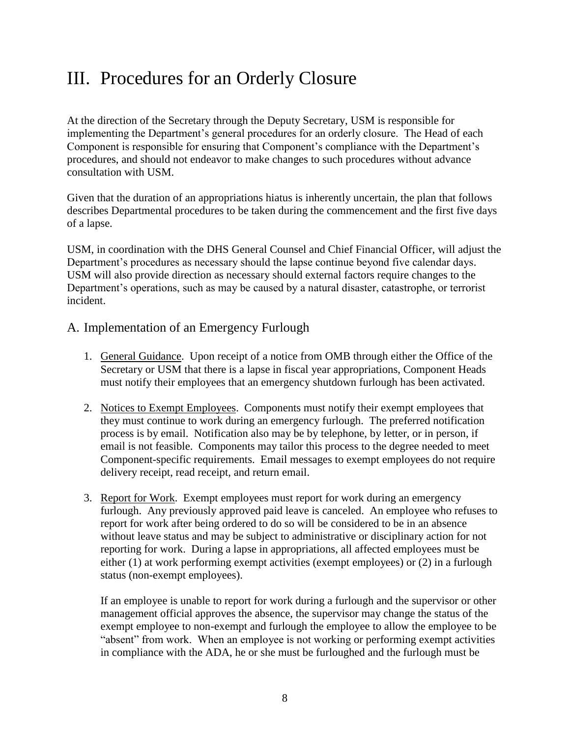# III. Procedures for an Orderly Closure

At the direction of the Secretary through the Deputy Secretary, USM is responsible for implementing the Department's general procedures for an orderly closure. The Head of each Component is responsible for ensuring that Component's compliance with the Department's procedures, and should not endeavor to make changes to such procedures without advance consultation with USM.

Given that the duration of an appropriations hiatus is inherently uncertain, the plan that follows describes Departmental procedures to be taken during the commencement and the first five days of a lapse.

USM, in coordination with the DHS General Counsel and Chief Financial Officer, will adjust the Department's procedures as necessary should the lapse continue beyond five calendar days. USM will also provide direction as necessary should external factors require changes to the Department's operations, such as may be caused by a natural disaster, catastrophe, or terrorist incident.

## A. Implementation of an Emergency Furlough

1. General Guidance. Upon receipt of a notice from OMB through either the Office of the Secretary or USM that there is a lapse in fiscal year appropriations, Component Heads must notify their employees that an emergency shutdown furlough has been activated.

2. Notices to Exempt Employees. Components must notify their exempt employees that they must continue to work during an emergency furlough. The preferred notification process is by email. Notification also may be by telephone, by letter, or in person, if email is not feasible. Components may tailor this process to the degree needed to meet Component-specific requirements. Email messages to exempt employees do not require delivery receipt, read receipt, and return email.

3. Report for Work. Exempt employees must report for work during an emergency furlough. Any previously approved paid leave is canceled. An employee who refuses to report for work after being ordered to do so will be considered to be in an absence without leave status and may be subject to administrative or disciplinary action for not reporting for work. During a lapse in appropriations, all affected employees must be either (1) at work performing exempt activities (exempt employees) or (2) in a furlough status (non-exempt employees).

   If an employee is unable to report for work during a furlough and the supervisor or other management official approves the absence, the supervisor may change the status of the exempt employee to non-exempt and furlough the employee to allow the employee to be "absent" from work. When an employee is not working or performing exempt activities in compliance with the ADA, he or she must be furloughed and the furlough must be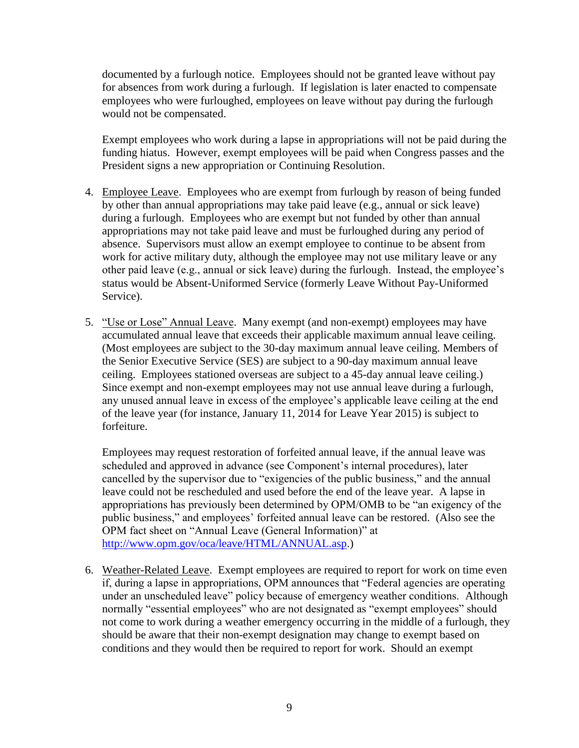documented by a furlough notice. Employees should not be granted leave without pay for absences from work during a furlough. If legislation is later enacted to compensate employees who were furloughed, employees on leave without pay during the furlough would not be compensated.

Exempt employees who work during a lapse in appropriations will not be paid during the funding hiatus. However, exempt employees will be paid when Congress passes and the President signs a new appropriation or Continuing Resolution.

4. Employee Leave. Employees who are exempt from furlough by reason of being funded by other than annual appropriations may take paid leave (e.g., annual or sick leave) during a furlough. Employees who are exempt but not funded by other than annual appropriations may not take paid leave and must be furloughed during any period of absence. Supervisors must allow an exempt employee to continue to be absent from work for active military duty, although the employee may not use military leave or any other paid leave (e.g., annual or sick leave) during the furlough. Instead, the employee's status would be Absent-Uniformed Service (formerly Leave Without Pay-Uniformed Service).

5. "Use or Lose" Annual Leave. Many exempt (and non-exempt) employees may have accumulated annual leave that exceeds their applicable maximum annual leave ceiling. (Most employees are subject to the 30-day maximum annual leave ceiling. Members of the Senior Executive Service (SES) are subject to a 90-day maximum annual leave ceiling. Employees stationed overseas are subject to a 45-day annual leave ceiling.) Since exempt and non-exempt employees may not use annual leave during a furlough, any unused annual leave in excess of the employee's applicable leave ceiling at the end of the leave year (for instance, January 11, 2014 for Leave Year 2015) is subject to forfeiture.

   Employees may request restoration of forfeited annual leave, if the annual leave was scheduled and approved in advance (see Component's internal procedures), later cancelled by the supervisor due to "exigencies of the public business," and the annual leave could not be rescheduled and used before the end of the leave year. A lapse in appropriations has previously been determined by OPM/OMB to be "an exigency of the public business," and employees' forfeited annual leave can be restored. (Also see the OPM fact sheet on "Annual Leave (General Information)" at http://www.opm.gov/oca/leave/HTML/ANNUAL.asp.)

6. Weather-Related Leave. Exempt employees are required to report for work on time even if, during a lapse in appropriations, OPM announces that "Federal agencies are operating under an unscheduled leave" policy because of emergency weather conditions. Although normally "essential employees" who are not designated as "exempt employees" should not come to work during a weather emergency occurring in the middle of a furlough, they should be aware that their non-exempt designation may change to exempt based on conditions and they would then be required to report for work. Should an exempt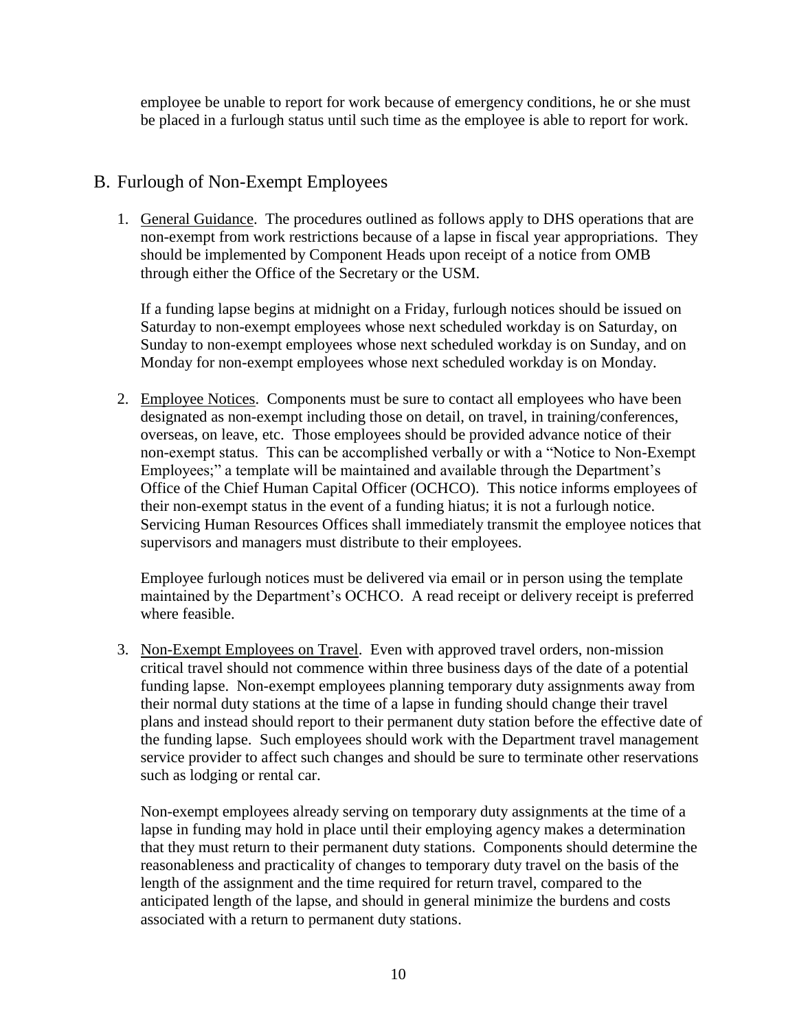employee be unable to report for work because of emergency conditions, he or she must be placed in a furlough status until such time as the employee is able to report for work.

## B. Furlough of Non-Exempt Employees

1. General Guidance. The procedures outlined as follows apply to DHS operations that are non-exempt from work restrictions because of a lapse in fiscal year appropriations. They should be implemented by Component Heads upon receipt of a notice from OMB through either the Office of the Secretary or the USM.

   If a funding lapse begins at midnight on a Friday, furlough notices should be issued on Saturday to non-exempt employees whose next scheduled workday is on Saturday, on Sunday to non-exempt employees whose next scheduled workday is on Sunday, and on Monday for non-exempt employees whose next scheduled workday is on Monday.

2. Employee Notices. Components must be sure to contact all employees who have been designated as non-exempt including those on detail, on travel, in training/conferences, overseas, on leave, etc. Those employees should be provided advance notice of their non-exempt status. This can be accomplished verbally or with a "Notice to Non-Exempt Employees;" a template will be maintained and available through the Department's Office of the Chief Human Capital Officer (OCHCO). This notice informs employees of their non-exempt status in the event of a funding hiatus; it is not a furlough notice. Servicing Human Resources Offices shall immediately transmit the employee notices that supervisors and managers must distribute to their employees.

   Employee furlough notices must be delivered via email or in person using the template maintained by the Department's OCHCO. A read receipt or delivery receipt is preferred where feasible.

3. Non-Exempt Employees on Travel. Even with approved travel orders, non-mission critical travel should not commence within three business days of the date of a potential funding lapse. Non-exempt employees planning temporary duty assignments away from their normal duty stations at the time of a lapse in funding should change their travel plans and instead should report to their permanent duty station before the effective date of the funding lapse. Such employees should work with the Department travel management service provider to affect such changes and should be sure to terminate other reservations such as lodging or rental car.

   Non-exempt employees already serving on temporary duty assignments at the time of a lapse in funding may hold in place until their employing agency makes a determination that they must return to their permanent duty stations. Components should determine the reasonableness and practicality of changes to temporary duty travel on the basis of the length of the assignment and the time required for return travel, compared to the anticipated length of the lapse, and should in general minimize the burdens and costs associated with a return to permanent duty stations.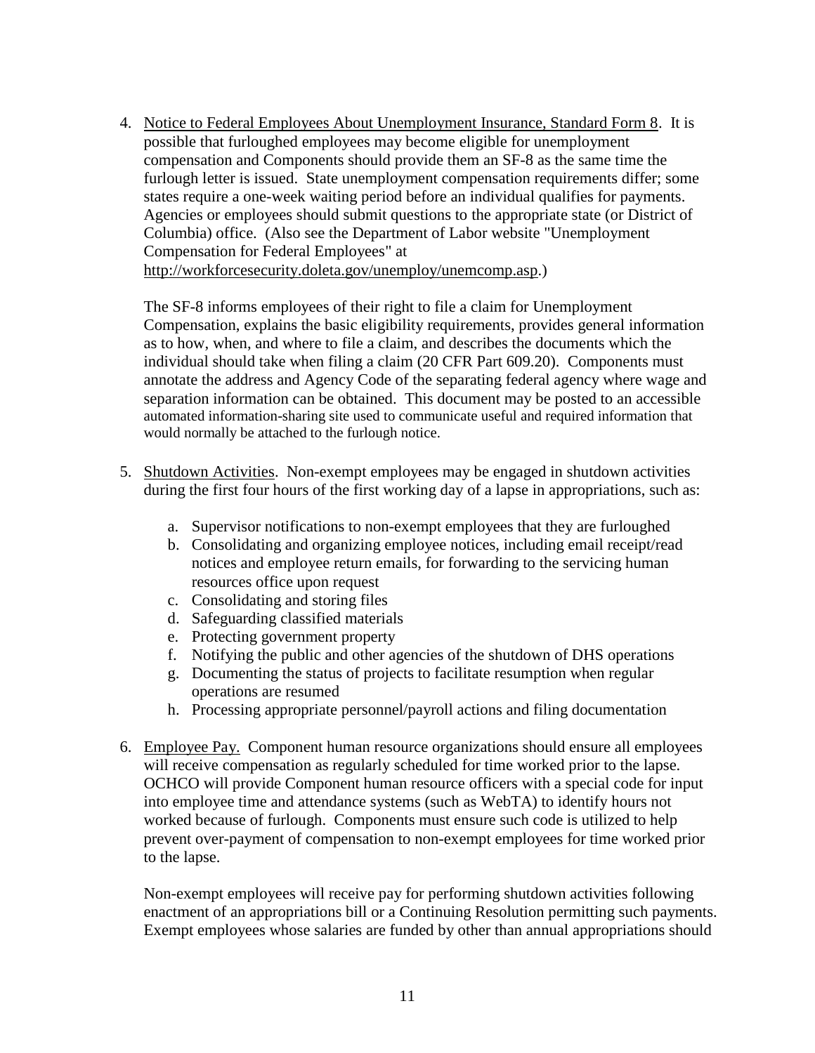4. <u>Notice to Federal Employees About Unemployment Insurance, Standard Form 8</u>. It is possible that furloughed employees may become eligible for unemployment compensation and Components should provide them an SF-8 as the same time the furlough letter is issued. State unemployment compensation requirements differ; some states require a one-week waiting period before an individual qualifies for payments. Agencies or employees should submit questions to the appropriate state (or District of Columbia) office. (Also see the Department of Labor website "Unemployment Compensation for Federal Employees" at http://workforcesecurity.doleta.gov/unemploy/unemcomp.asp.)

   The SF-8 informs employees of their right to file a claim for Unemployment Compensation, explains the basic eligibility requirements, provides general information as to how, when, and where to file a claim, and describes the documents which the individual should take when filing a claim (20 CFR Part 609.20). Components must annotate the address and Agency Code of the separating federal agency where wage and separation information can be obtained. This document may be posted to an accessible automated information-sharing site used to communicate useful and required information that would normally be attached to the furlough notice.

5. <u>Shutdown Activities</u>. Non-exempt employees may be engaged in shutdown activities during the first four hours of the first working day of a lapse in appropriations, such as:

   a. Supervisor notifications to non-exempt employees that they are furloughed
   b. Consolidating and organizing employee notices, including email receipt/read notices and employee return emails, for forwarding to the servicing human resources office upon request
   c. Consolidating and storing files
   d. Safeguarding classified materials
   e. Protecting government property
   f. Notifying the public and other agencies of the shutdown of DHS operations
   g. Documenting the status of projects to facilitate resumption when regular operations are resumed
   h. Processing appropriate personnel/payroll actions and filing documentation

6. <u>Employee Pay.</u> Component human resource organizations should ensure all employees will receive compensation as regularly scheduled for time worked prior to the lapse. OCHCO will provide Component human resource officers with a special code for input into employee time and attendance systems (such as WebTA) to identify hours not worked because of furlough. Components must ensure such code is utilized to help prevent over-payment of compensation to non-exempt employees for time worked prior to the lapse.

   Non-exempt employees will receive pay for performing shutdown activities following enactment of an appropriations bill or a Continuing Resolution permitting such payments. Exempt employees whose salaries are funded by other than annual appropriations should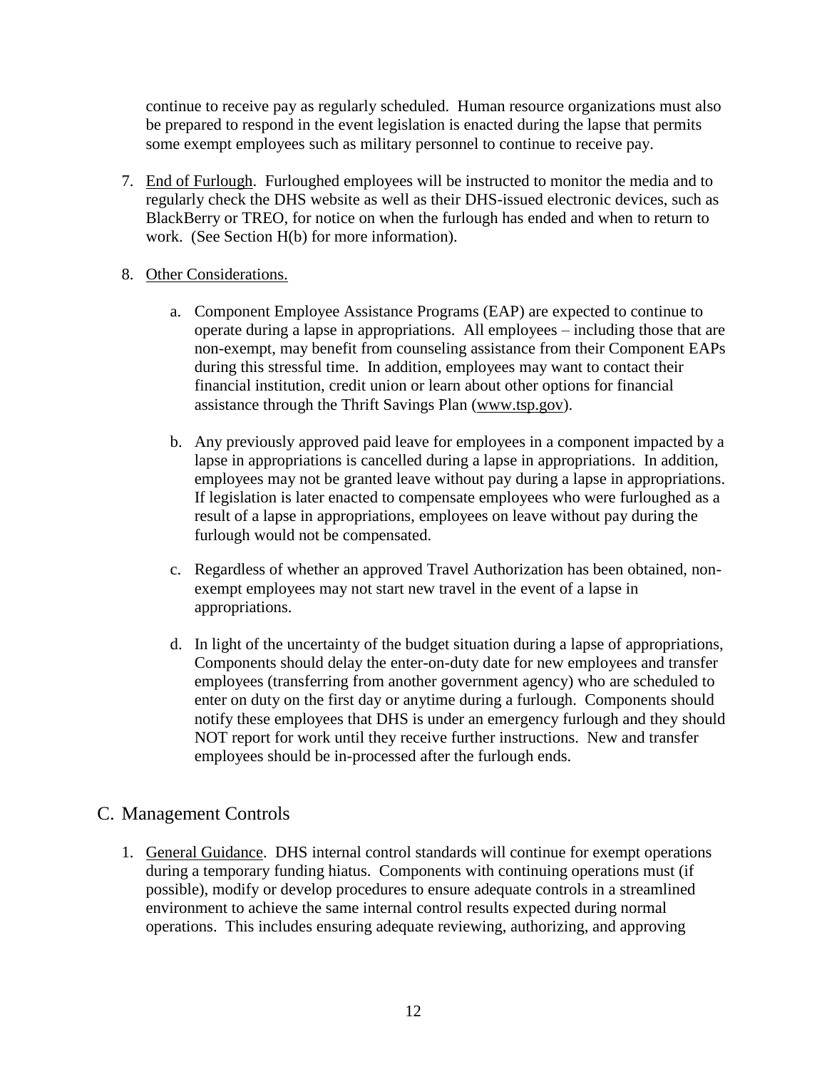continue to receive pay as regularly scheduled. Human resource organizations must also be prepared to respond in the event legislation is enacted during the lapse that permits some exempt employees such as military personnel to continue to receive pay.

7. End of Furlough. Furloughed employees will be instructed to monitor the media and to regularly check the DHS website as well as their DHS-issued electronic devices, such as BlackBerry or TREO, for notice on when the furlough has ended and when to return to work. (See Section H(b) for more information).

8. Other Considerations.

    a. Component Employee Assistance Programs (EAP) are expected to continue to operate during a lapse in appropriations. All employees – including those that are non-exempt, may benefit from counseling assistance from their Component EAPs during this stressful time. In addition, employees may want to contact their financial institution, credit union or learn about other options for financial assistance through the Thrift Savings Plan (www.tsp.gov).

    b. Any previously approved paid leave for employees in a component impacted by a lapse in appropriations is cancelled during a lapse in appropriations. In addition, employees may not be granted leave without pay during a lapse in appropriations. If legislation is later enacted to compensate employees who were furloughed as a result of a lapse in appropriations, employees on leave without pay during the furlough would not be compensated.

    c. Regardless of whether an approved Travel Authorization has been obtained, non-exempt employees may not start new travel in the event of a lapse in appropriations.

    d. In light of the uncertainty of the budget situation during a lapse of appropriations, Components should delay the enter-on-duty date for new employees and transfer employees (transferring from another government agency) who are scheduled to enter on duty on the first day or anytime during a furlough. Components should notify these employees that DHS is under an emergency furlough and they should NOT report for work until they receive further instructions. New and transfer employees should be in-processed after the furlough ends.

## C. Management Controls

1. General Guidance. DHS internal control standards will continue for exempt operations during a temporary funding hiatus. Components with continuing operations must (if possible), modify or develop procedures to ensure adequate controls in a streamlined environment to achieve the same internal control results expected during normal operations. This includes ensuring adequate reviewing, authorizing, and approving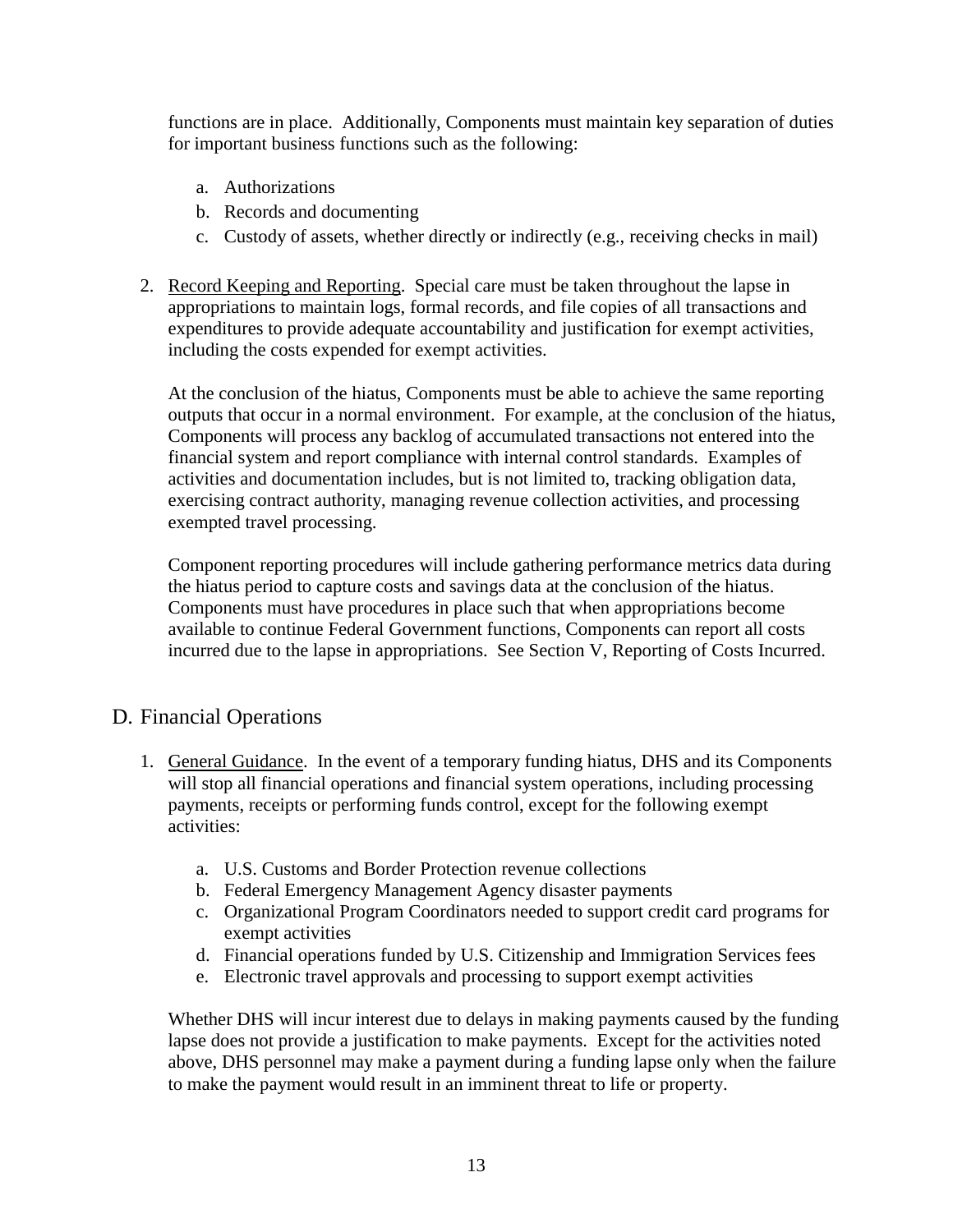functions are in place. Additionally, Components must maintain key separation of duties for important business functions such as the following:

a. Authorizations
b. Records and documenting
c. Custody of assets, whether directly or indirectly (e.g., receiving checks in mail)

2. Record Keeping and Reporting. Special care must be taken throughout the lapse in appropriations to maintain logs, formal records, and file copies of all transactions and expenditures to provide adequate accountability and justification for exempt activities, including the costs expended for exempt activities.

   At the conclusion of the hiatus, Components must be able to achieve the same reporting outputs that occur in a normal environment. For example, at the conclusion of the hiatus, Components will process any backlog of accumulated transactions not entered into the financial system and report compliance with internal control standards. Examples of activities and documentation includes, but is not limited to, tracking obligation data, exercising contract authority, managing revenue collection activities, and processing exempted travel processing.

   Component reporting procedures will include gathering performance metrics data during the hiatus period to capture costs and savings data at the conclusion of the hiatus. Components must have procedures in place such that when appropriations become available to continue Federal Government functions, Components can report all costs incurred due to the lapse in appropriations. See Section V, Reporting of Costs Incurred.

## D. Financial Operations

1. General Guidance. In the event of a temporary funding hiatus, DHS and its Components will stop all financial operations and financial system operations, including processing payments, receipts or performing funds control, except for the following exempt activities:

   a. U.S. Customs and Border Protection revenue collections
   b. Federal Emergency Management Agency disaster payments
   c. Organizational Program Coordinators needed to support credit card programs for exempt activities
   d. Financial operations funded by U.S. Citizenship and Immigration Services fees
   e. Electronic travel approvals and processing to support exempt activities

   Whether DHS will incur interest due to delays in making payments caused by the funding lapse does not provide a justification to make payments. Except for the activities noted above, DHS personnel may make a payment during a funding lapse only when the failure to make the payment would result in an imminent threat to life or property.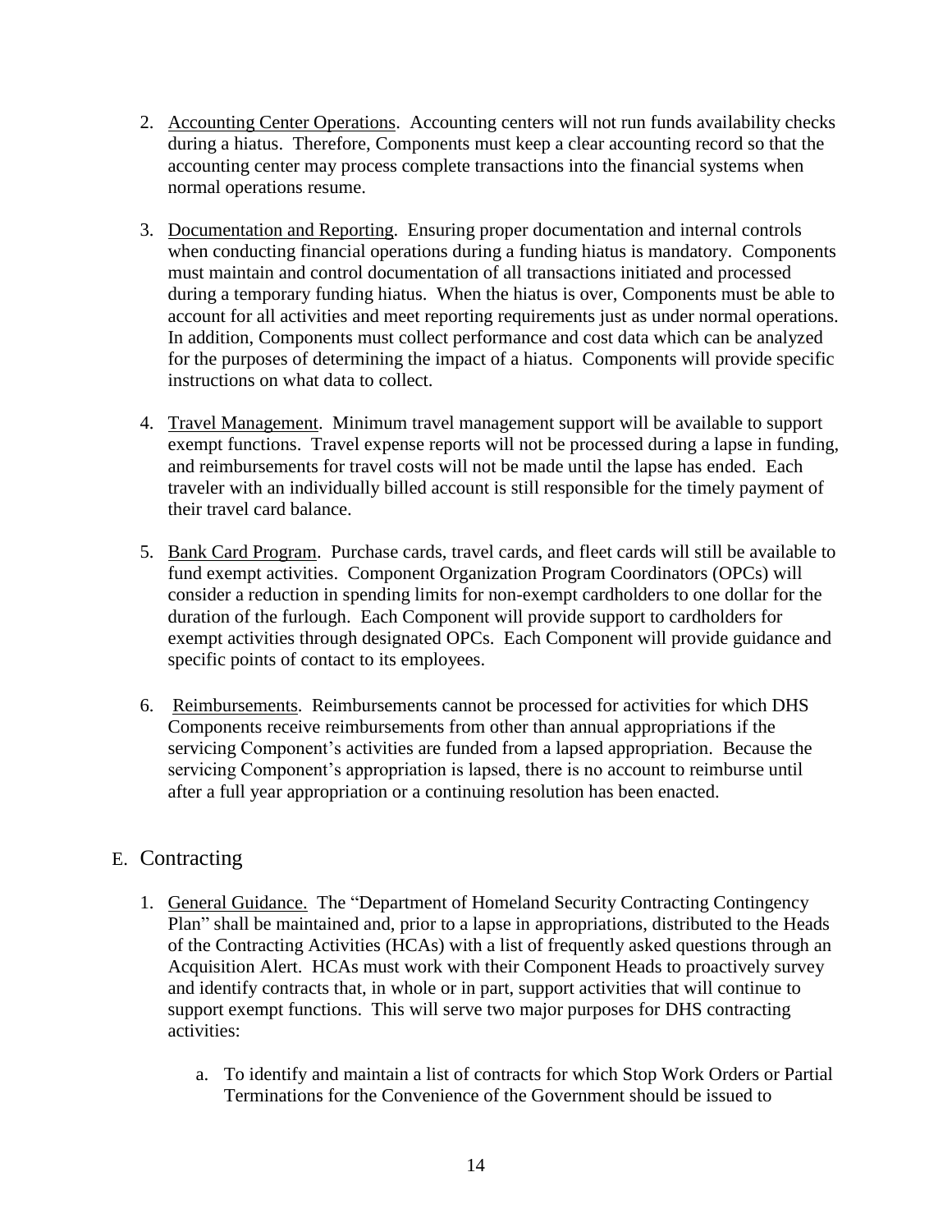2. Accounting Center Operations. Accounting centers will not run funds availability checks during a hiatus. Therefore, Components must keep a clear accounting record so that the accounting center may process complete transactions into the financial systems when normal operations resume.

3. Documentation and Reporting. Ensuring proper documentation and internal controls when conducting financial operations during a funding hiatus is mandatory. Components must maintain and control documentation of all transactions initiated and processed during a temporary funding hiatus. When the hiatus is over, Components must be able to account for all activities and meet reporting requirements just as under normal operations. In addition, Components must collect performance and cost data which can be analyzed for the purposes of determining the impact of a hiatus. Components will provide specific instructions on what data to collect.

4. Travel Management. Minimum travel management support will be available to support exempt functions. Travel expense reports will not be processed during a lapse in funding, and reimbursements for travel costs will not be made until the lapse has ended. Each traveler with an individually billed account is still responsible for the timely payment of their travel card balance.

5. Bank Card Program. Purchase cards, travel cards, and fleet cards will still be available to fund exempt activities. Component Organization Program Coordinators (OPCs) will consider a reduction in spending limits for non-exempt cardholders to one dollar for the duration of the furlough. Each Component will provide support to cardholders for exempt activities through designated OPCs. Each Component will provide guidance and specific points of contact to its employees.

6. Reimbursements. Reimbursements cannot be processed for activities for which DHS Components receive reimbursements from other than annual appropriations if the servicing Component's activities are funded from a lapsed appropriation. Because the servicing Component's appropriation is lapsed, there is no account to reimburse until after a full year appropriation or a continuing resolution has been enacted.

## E. Contracting

1. General Guidance. The "Department of Homeland Security Contracting Contingency Plan" shall be maintained and, prior to a lapse in appropriations, distributed to the Heads of the Contracting Activities (HCAs) with a list of frequently asked questions through an Acquisition Alert. HCAs must work with their Component Heads to proactively survey and identify contracts that, in whole or in part, support activities that will continue to support exempt functions. This will serve two major purposes for DHS contracting activities:

   a. To identify and maintain a list of contracts for which Stop Work Orders or Partial Terminations for the Convenience of the Government should be issued to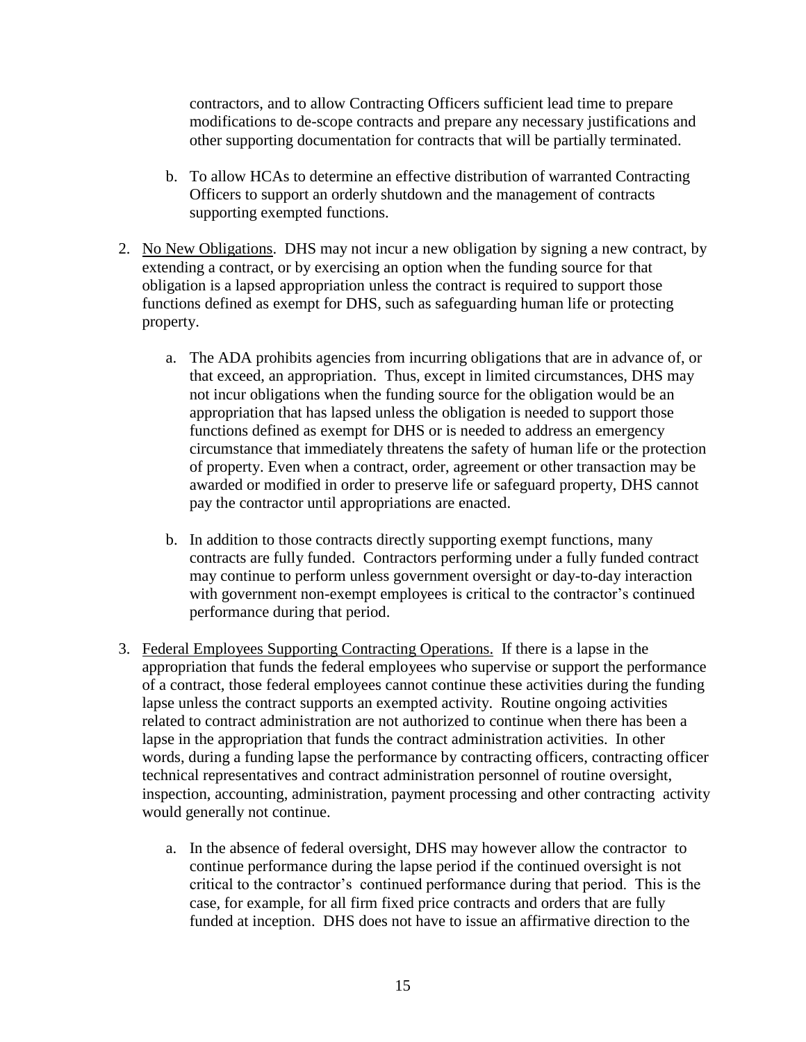contractors, and to allow Contracting Officers sufficient lead time to prepare modifications to de-scope contracts and prepare any necessary justifications and other supporting documentation for contracts that will be partially terminated.

   b. To allow HCAs to determine an effective distribution of warranted Contracting Officers to support an orderly shutdown and the management of contracts supporting exempted functions.

2. No New Obligations. DHS may not incur a new obligation by signing a new contract, by extending a contract, or by exercising an option when the funding source for that obligation is a lapsed appropriation unless the contract is required to support those functions defined as exempt for DHS, such as safeguarding human life or protecting property.

   a. The ADA prohibits agencies from incurring obligations that are in advance of, or that exceed, an appropriation. Thus, except in limited circumstances, DHS may not incur obligations when the funding source for the obligation would be an appropriation that has lapsed unless the obligation is needed to support those functions defined as exempt for DHS or is needed to address an emergency circumstance that immediately threatens the safety of human life or the protection of property. Even when a contract, order, agreement or other transaction may be awarded or modified in order to preserve life or safeguard property, DHS cannot pay the contractor until appropriations are enacted.

   b. In addition to those contracts directly supporting exempt functions, many contracts are fully funded. Contractors performing under a fully funded contract may continue to perform unless government oversight or day-to-day interaction with government non-exempt employees is critical to the contractor's continued performance during that period.

3. Federal Employees Supporting Contracting Operations. If there is a lapse in the appropriation that funds the federal employees who supervise or support the performance of a contract, those federal employees cannot continue these activities during the funding lapse unless the contract supports an exempted activity. Routine ongoing activities related to contract administration are not authorized to continue when there has been a lapse in the appropriation that funds the contract administration activities. In other words, during a funding lapse the performance by contracting officers, contracting officer technical representatives and contract administration personnel of routine oversight, inspection, accounting, administration, payment processing and other contracting activity would generally not continue.

   a. In the absence of federal oversight, DHS may however allow the contractor to continue performance during the lapse period if the continued oversight is not critical to the contractor's continued performance during that period. This is the case, for example, for all firm fixed price contracts and orders that are fully funded at inception. DHS does not have to issue an affirmative direction to the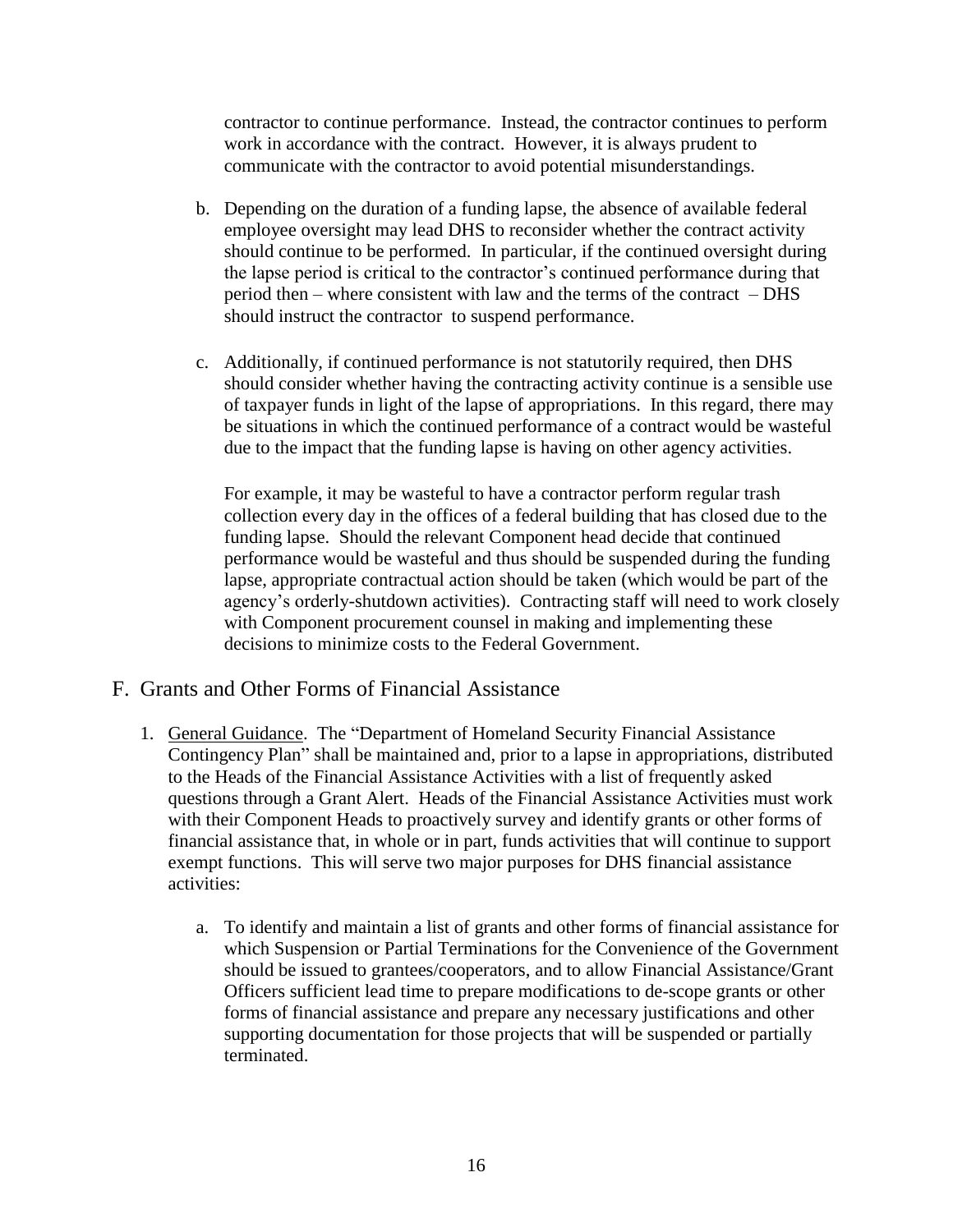contractor to continue performance. Instead, the contractor continues to perform work in accordance with the contract. However, it is always prudent to communicate with the contractor to avoid potential misunderstandings.

b. Depending on the duration of a funding lapse, the absence of available federal employee oversight may lead DHS to reconsider whether the contract activity should continue to be performed. In particular, if the continued oversight during the lapse period is critical to the contractor's continued performance during that period then – where consistent with law and the terms of the contract – DHS should instruct the contractor to suspend performance.

c. Additionally, if continued performance is not statutorily required, then DHS should consider whether having the contracting activity continue is a sensible use of taxpayer funds in light of the lapse of appropriations. In this regard, there may be situations in which the continued performance of a contract would be wasteful due to the impact that the funding lapse is having on other agency activities.

   For example, it may be wasteful to have a contractor perform regular trash collection every day in the offices of a federal building that has closed due to the funding lapse. Should the relevant Component head decide that continued performance would be wasteful and thus should be suspended during the funding lapse, appropriate contractual action should be taken (which would be part of the agency's orderly-shutdown activities). Contracting staff will need to work closely with Component procurement counsel in making and implementing these decisions to minimize costs to the Federal Government.

## F. Grants and Other Forms of Financial Assistance

1. General Guidance. The "Department of Homeland Security Financial Assistance Contingency Plan" shall be maintained and, prior to a lapse in appropriations, distributed to the Heads of the Financial Assistance Activities with a list of frequently asked questions through a Grant Alert. Heads of the Financial Assistance Activities must work with their Component Heads to proactively survey and identify grants or other forms of financial assistance that, in whole or in part, funds activities that will continue to support exempt functions. This will serve two major purposes for DHS financial assistance activities:

   a. To identify and maintain a list of grants and other forms of financial assistance for which Suspension or Partial Terminations for the Convenience of the Government should be issued to grantees/cooperators, and to allow Financial Assistance/Grant Officers sufficient lead time to prepare modifications to de-scope grants or other forms of financial assistance and prepare any necessary justifications and other supporting documentation for those projects that will be suspended or partially terminated.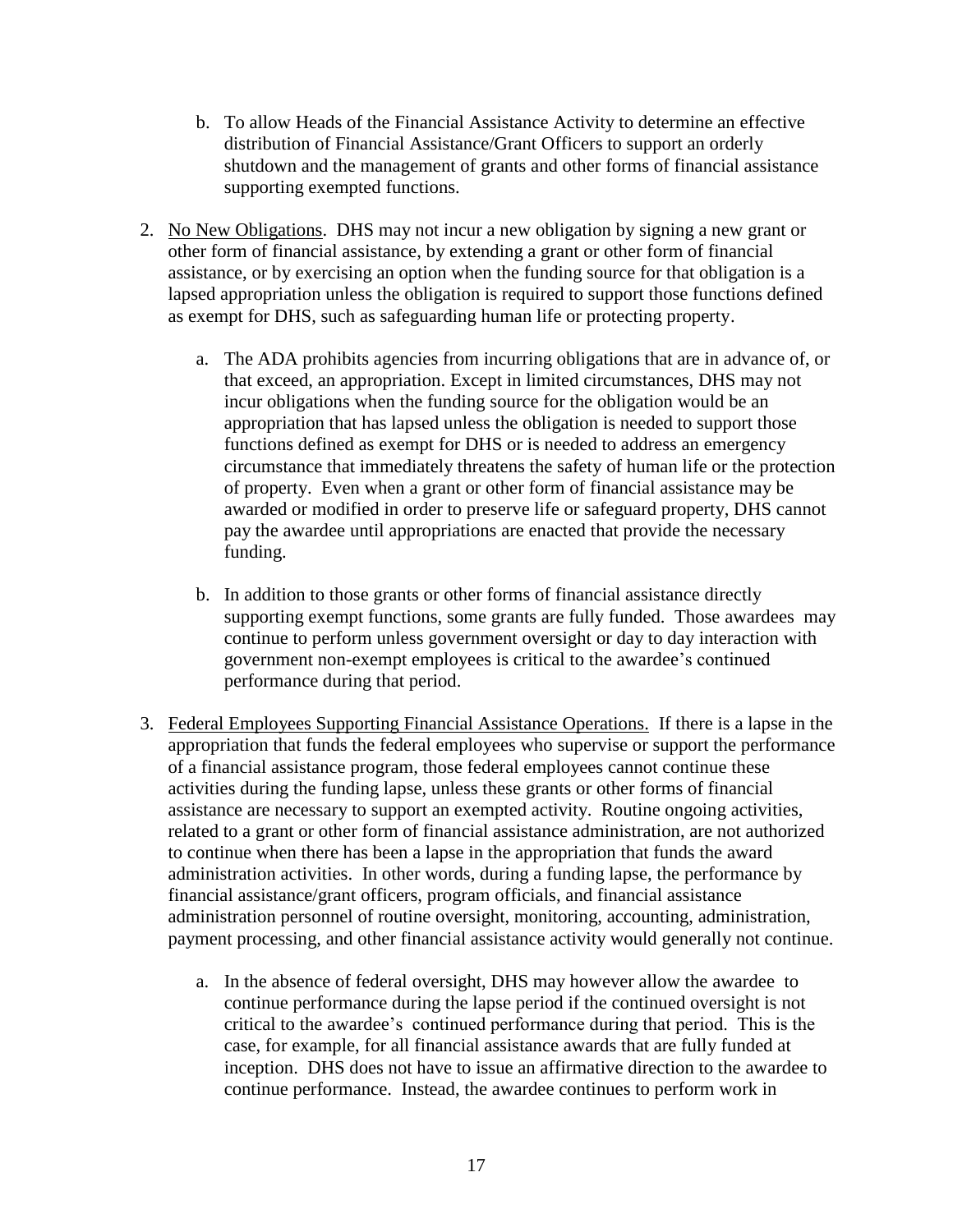b. To allow Heads of the Financial Assistance Activity to determine an effective distribution of Financial Assistance/Grant Officers to support an orderly shutdown and the management of grants and other forms of financial assistance supporting exempted functions.

2. No New Obligations. DHS may not incur a new obligation by signing a new grant or other form of financial assistance, by extending a grant or other form of financial assistance, or by exercising an option when the funding source for that obligation is a lapsed appropriation unless the obligation is required to support those functions defined as exempt for DHS, such as safeguarding human life or protecting property.

   a. The ADA prohibits agencies from incurring obligations that are in advance of, or that exceed, an appropriation. Except in limited circumstances, DHS may not incur obligations when the funding source for the obligation would be an appropriation that has lapsed unless the obligation is needed to support those functions defined as exempt for DHS or is needed to address an emergency circumstance that immediately threatens the safety of human life or the protection of property. Even when a grant or other form of financial assistance may be awarded or modified in order to preserve life or safeguard property, DHS cannot pay the awardee until appropriations are enacted that provide the necessary funding.

   b. In addition to those grants or other forms of financial assistance directly supporting exempt functions, some grants are fully funded. Those awardees may continue to perform unless government oversight or day to day interaction with government non-exempt employees is critical to the awardee's continued performance during that period.

3. Federal Employees Supporting Financial Assistance Operations. If there is a lapse in the appropriation that funds the federal employees who supervise or support the performance of a financial assistance program, those federal employees cannot continue these activities during the funding lapse, unless these grants or other forms of financial assistance are necessary to support an exempted activity. Routine ongoing activities, related to a grant or other form of financial assistance administration, are not authorized to continue when there has been a lapse in the appropriation that funds the award administration activities. In other words, during a funding lapse, the performance by financial assistance/grant officers, program officials, and financial assistance administration personnel of routine oversight, monitoring, accounting, administration, payment processing, and other financial assistance activity would generally not continue.

   a. In the absence of federal oversight, DHS may however allow the awardee to continue performance during the lapse period if the continued oversight is not critical to the awardee's continued performance during that period. This is the case, for example, for all financial assistance awards that are fully funded at inception. DHS does not have to issue an affirmative direction to the awardee to continue performance. Instead, the awardee continues to perform work in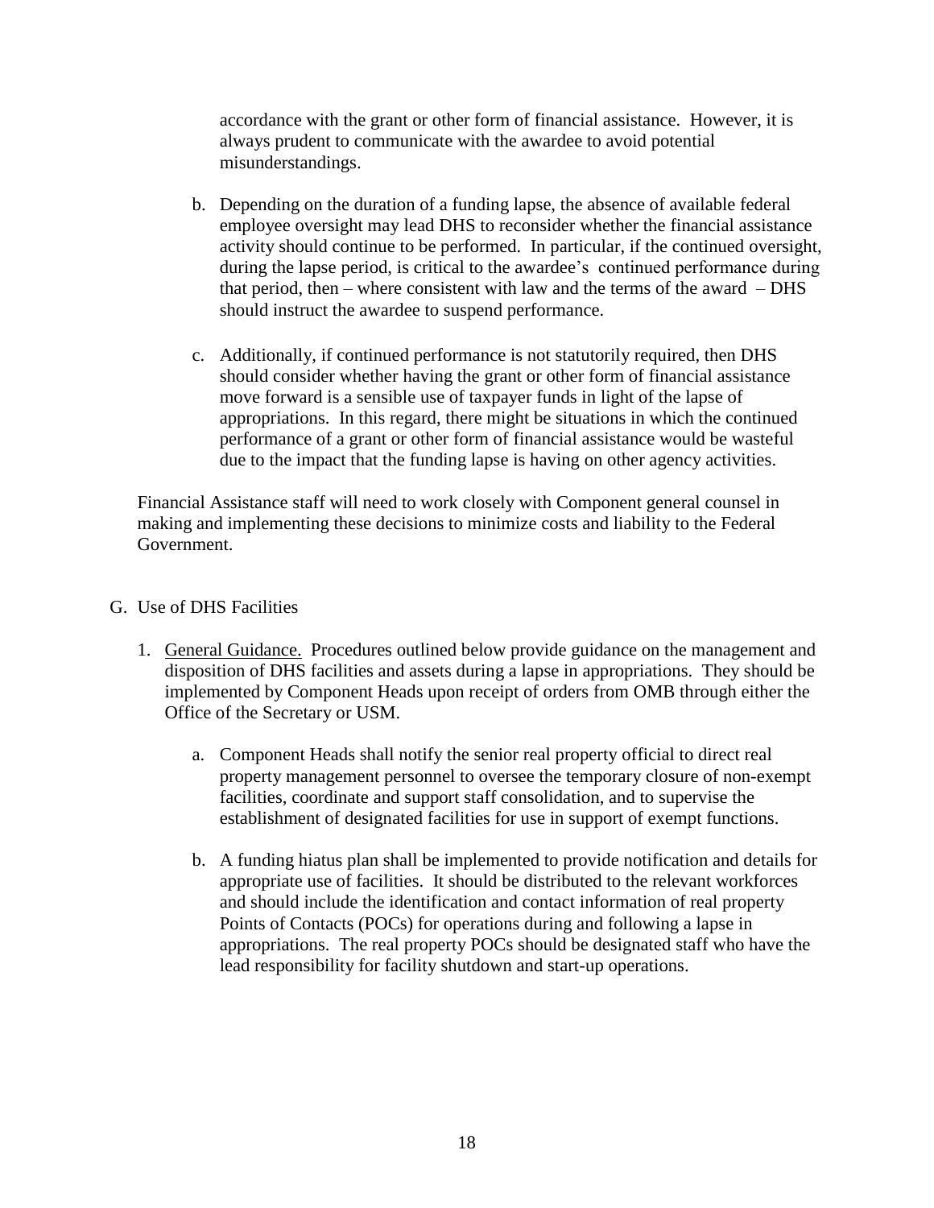accordance with the grant or other form of financial assistance. However, it is always prudent to communicate with the awardee to avoid potential misunderstandings.

b. Depending on the duration of a funding lapse, the absence of available federal employee oversight may lead DHS to reconsider whether the financial assistance activity should continue to be performed. In particular, if the continued oversight, during the lapse period, is critical to the awardee's continued performance during that period, then – where consistent with law and the terms of the award – DHS should instruct the awardee to suspend performance.

c. Additionally, if continued performance is not statutorily required, then DHS should consider whether having the grant or other form of financial assistance move forward is a sensible use of taxpayer funds in light of the lapse of appropriations. In this regard, there might be situations in which the continued performance of a grant or other form of financial assistance would be wasteful due to the impact that the funding lapse is having on other agency activities.

Financial Assistance staff will need to work closely with Component general counsel in making and implementing these decisions to minimize costs and liability to the Federal Government.

G. Use of DHS Facilities

1. General Guidance. Procedures outlined below provide guidance on the management and disposition of DHS facilities and assets during a lapse in appropriations. They should be implemented by Component Heads upon receipt of orders from OMB through either the Office of the Secretary or USM.

   a. Component Heads shall notify the senior real property official to direct real property management personnel to oversee the temporary closure of non-exempt facilities, coordinate and support staff consolidation, and to supervise the establishment of designated facilities for use in support of exempt functions.

   b. A funding hiatus plan shall be implemented to provide notification and details for appropriate use of facilities. It should be distributed to the relevant workforces and should include the identification and contact information of real property Points of Contacts (POCs) for operations during and following a lapse in appropriations. The real property POCs should be designated staff who have the lead responsibility for facility shutdown and start-up operations.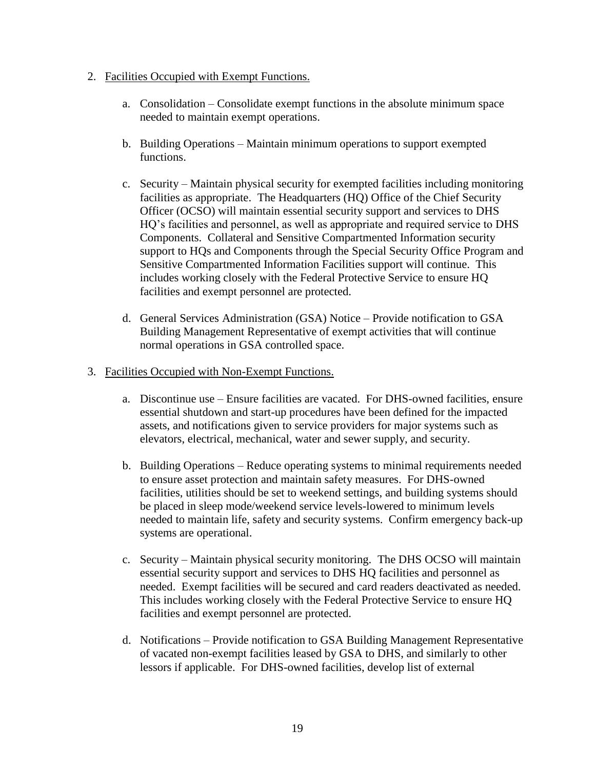2. <u>Facilities Occupied with Exempt Functions.</u>

    a. Consolidation – Consolidate exempt functions in the absolute minimum space needed to maintain exempt operations.

    b. Building Operations – Maintain minimum operations to support exempted functions.

    c. Security – Maintain physical security for exempted facilities including monitoring facilities as appropriate. The Headquarters (HQ) Office of the Chief Security Officer (OCSO) will maintain essential security support and services to DHS HQ's facilities and personnel, as well as appropriate and required service to DHS Components. Collateral and Sensitive Compartmented Information security support to HQs and Components through the Special Security Office Program and Sensitive Compartmented Information Facilities support will continue. This includes working closely with the Federal Protective Service to ensure HQ facilities and exempt personnel are protected.

    d. General Services Administration (GSA) Notice – Provide notification to GSA Building Management Representative of exempt activities that will continue normal operations in GSA controlled space.

3. <u>Facilities Occupied with Non-Exempt Functions.</u>

    a. Discontinue use – Ensure facilities are vacated. For DHS-owned facilities, ensure essential shutdown and start-up procedures have been defined for the impacted assets, and notifications given to service providers for major systems such as elevators, electrical, mechanical, water and sewer supply, and security.

    b. Building Operations – Reduce operating systems to minimal requirements needed to ensure asset protection and maintain safety measures. For DHS-owned facilities, utilities should be set to weekend settings, and building systems should be placed in sleep mode/weekend service levels-lowered to minimum levels needed to maintain life, safety and security systems. Confirm emergency back-up systems are operational.

    c. Security – Maintain physical security monitoring. The DHS OCSO will maintain essential security support and services to DHS HQ facilities and personnel as needed. Exempt facilities will be secured and card readers deactivated as needed. This includes working closely with the Federal Protective Service to ensure HQ facilities and exempt personnel are protected.

    d. Notifications – Provide notification to GSA Building Management Representative of vacated non-exempt facilities leased by GSA to DHS, and similarly to other lessors if applicable. For DHS-owned facilities, develop list of external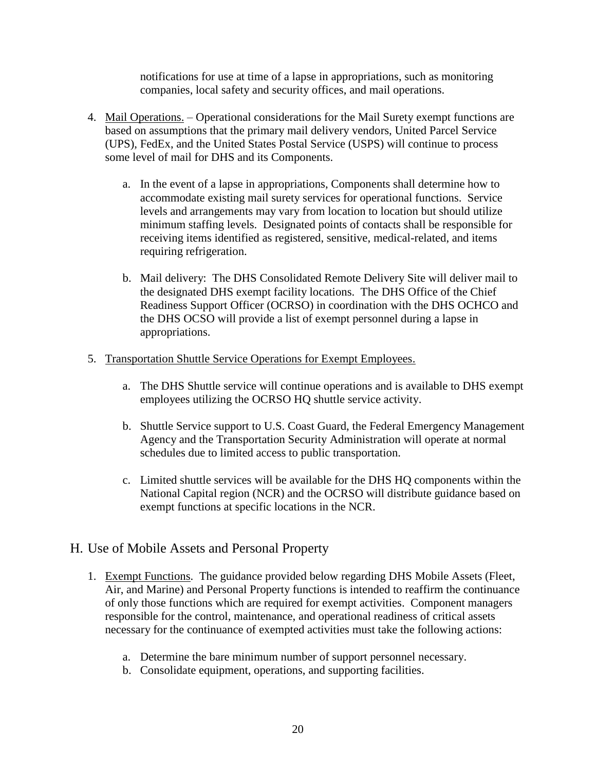notifications for use at time of a lapse in appropriations, such as monitoring companies, local safety and security offices, and mail operations.

4. Mail Operations. – Operational considerations for the Mail Surety exempt functions are based on assumptions that the primary mail delivery vendors, United Parcel Service (UPS), FedEx, and the United States Postal Service (USPS) will continue to process some level of mail for DHS and its Components.

   a. In the event of a lapse in appropriations, Components shall determine how to accommodate existing mail surety services for operational functions. Service levels and arrangements may vary from location to location but should utilize minimum staffing levels. Designated points of contacts shall be responsible for receiving items identified as registered, sensitive, medical-related, and items requiring refrigeration.

   b. Mail delivery: The DHS Consolidated Remote Delivery Site will deliver mail to the designated DHS exempt facility locations. The DHS Office of the Chief Readiness Support Officer (OCRSO) in coordination with the DHS OCHCO and the DHS OCSO will provide a list of exempt personnel during a lapse in appropriations.

5. Transportation Shuttle Service Operations for Exempt Employees.

   a. The DHS Shuttle service will continue operations and is available to DHS exempt employees utilizing the OCRSO HQ shuttle service activity.

   b. Shuttle Service support to U.S. Coast Guard, the Federal Emergency Management Agency and the Transportation Security Administration will operate at normal schedules due to limited access to public transportation.

   c. Limited shuttle services will be available for the DHS HQ components within the National Capital region (NCR) and the OCRSO will distribute guidance based on exempt functions at specific locations in the NCR.

## H. Use of Mobile Assets and Personal Property

1. Exempt Functions. The guidance provided below regarding DHS Mobile Assets (Fleet, Air, and Marine) and Personal Property functions is intended to reaffirm the continuance of only those functions which are required for exempt activities. Component managers responsible for the control, maintenance, and operational readiness of critical assets necessary for the continuance of exempted activities must take the following actions:

   a. Determine the bare minimum number of support personnel necessary.
   b. Consolidate equipment, operations, and supporting facilities.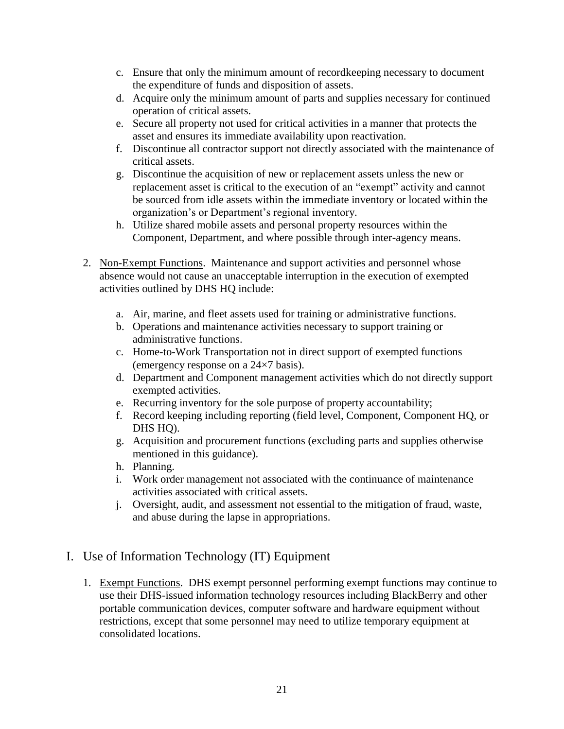c. Ensure that only the minimum amount of recordkeeping necessary to document the expenditure of funds and disposition of assets.
d. Acquire only the minimum amount of parts and supplies necessary for continued operation of critical assets.
e. Secure all property not used for critical activities in a manner that protects the asset and ensures its immediate availability upon reactivation.
f. Discontinue all contractor support not directly associated with the maintenance of critical assets.
g. Discontinue the acquisition of new or replacement assets unless the new or replacement asset is critical to the execution of an "exempt" activity and cannot be sourced from idle assets within the immediate inventory or located within the organization's or Department's regional inventory.
h. Utilize shared mobile assets and personal property resources within the Component, Department, and where possible through inter-agency means.

2. <u>Non-Exempt Functions</u>. Maintenance and support activities and personnel whose absence would not cause an unacceptable interruption in the execution of exempted activities outlined by DHS HQ include:

   a. Air, marine, and fleet assets used for training or administrative functions.
   b. Operations and maintenance activities necessary to support training or administrative functions.
   c. Home-to-Work Transportation not in direct support of exempted functions (emergency response on a 24×7 basis).
   d. Department and Component management activities which do not directly support exempted activities.
   e. Recurring inventory for the sole purpose of property accountability;
   f. Record keeping including reporting (field level, Component, Component HQ, or DHS HQ).
   g. Acquisition and procurement functions (excluding parts and supplies otherwise mentioned in this guidance).
   h. Planning.
   i. Work order management not associated with the continuance of maintenance activities associated with critical assets.
   j. Oversight, audit, and assessment not essential to the mitigation of fraud, waste, and abuse during the lapse in appropriations.

## I. Use of Information Technology (IT) Equipment

1. <u>Exempt Functions</u>. DHS exempt personnel performing exempt functions may continue to use their DHS-issued information technology resources including BlackBerry and other portable communication devices, computer software and hardware equipment without restrictions, except that some personnel may need to utilize temporary equipment at consolidated locations.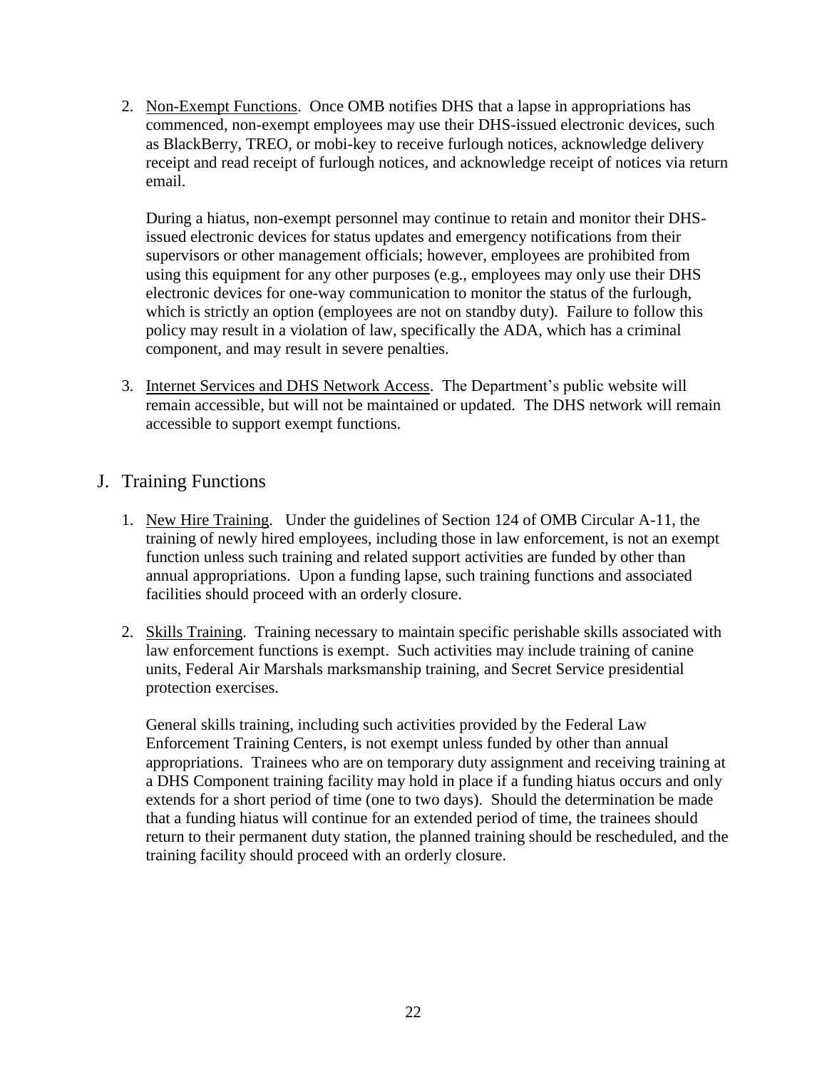2. Non-Exempt Functions. Once OMB notifies DHS that a lapse in appropriations has commenced, non-exempt employees may use their DHS-issued electronic devices, such as BlackBerry, TREO, or mobi-key to receive furlough notices, acknowledge delivery receipt and read receipt of furlough notices, and acknowledge receipt of notices via return email.

   During a hiatus, non-exempt personnel may continue to retain and monitor their DHS-issued electronic devices for status updates and emergency notifications from their supervisors or other management officials; however, employees are prohibited from using this equipment for any other purposes (e.g., employees may only use their DHS electronic devices for one-way communication to monitor the status of the furlough, which is strictly an option (employees are not on standby duty). Failure to follow this policy may result in a violation of law, specifically the ADA, which has a criminal component, and may result in severe penalties.

3. Internet Services and DHS Network Access. The Department's public website will remain accessible, but will not be maintained or updated. The DHS network will remain accessible to support exempt functions.

## J. Training Functions

1. New Hire Training. Under the guidelines of Section 124 of OMB Circular A-11, the training of newly hired employees, including those in law enforcement, is not an exempt function unless such training and related support activities are funded by other than annual appropriations. Upon a funding lapse, such training functions and associated facilities should proceed with an orderly closure.

2. Skills Training. Training necessary to maintain specific perishable skills associated with law enforcement functions is exempt. Such activities may include training of canine units, Federal Air Marshals marksmanship training, and Secret Service presidential protection exercises.

   General skills training, including such activities provided by the Federal Law Enforcement Training Centers, is not exempt unless funded by other than annual appropriations. Trainees who are on temporary duty assignment and receiving training at a DHS Component training facility may hold in place if a funding hiatus occurs and only extends for a short period of time (one to two days). Should the determination be made that a funding hiatus will continue for an extended period of time, the trainees should return to their permanent duty station, the planned training should be rescheduled, and the training facility should proceed with an orderly closure.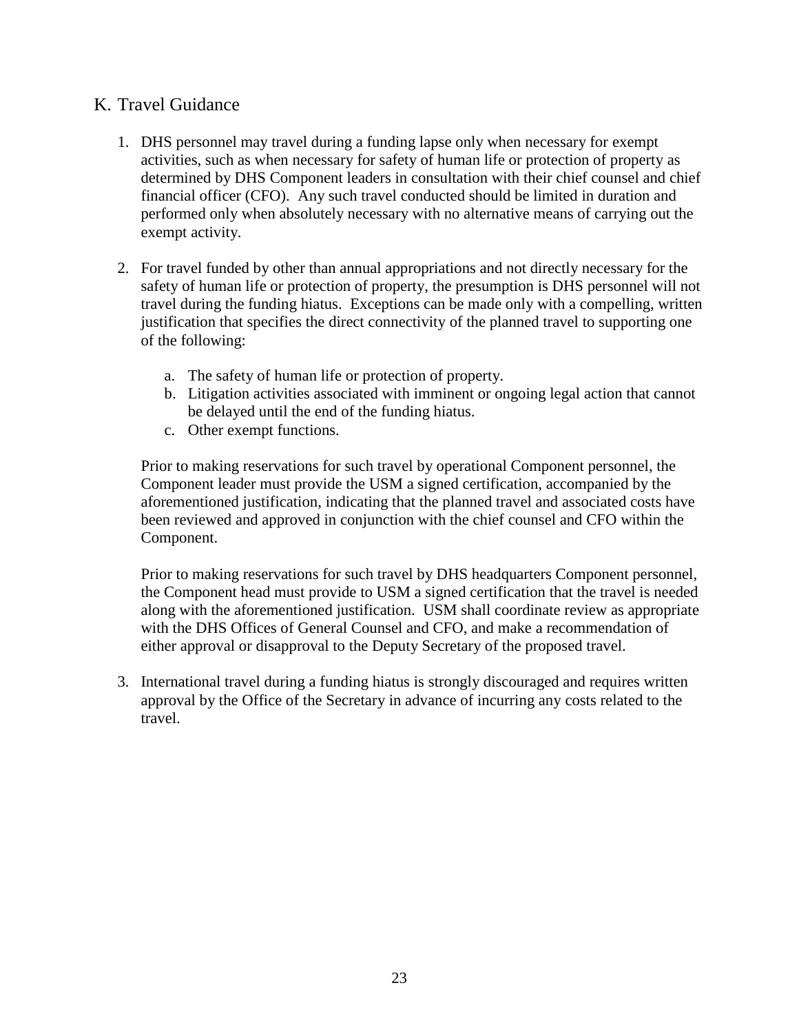## K. Travel Guidance

1. DHS personnel may travel during a funding lapse only when necessary for exempt activities, such as when necessary for safety of human life or protection of property as determined by DHS Component leaders in consultation with their chief counsel and chief financial officer (CFO). Any such travel conducted should be limited in duration and performed only when absolutely necessary with no alternative means of carrying out the exempt activity.

2. For travel funded by other than annual appropriations and not directly necessary for the safety of human life or protection of property, the presumption is DHS personnel will not travel during the funding hiatus. Exceptions can be made only with a compelling, written justification that specifies the direct connectivity of the planned travel to supporting one of the following:

   a. The safety of human life or protection of property.
   b. Litigation activities associated with imminent or ongoing legal action that cannot be delayed until the end of the funding hiatus.
   c. Other exempt functions.

   Prior to making reservations for such travel by operational Component personnel, the Component leader must provide the USM a signed certification, accompanied by the aforementioned justification, indicating that the planned travel and associated costs have been reviewed and approved in conjunction with the chief counsel and CFO within the Component.

   Prior to making reservations for such travel by DHS headquarters Component personnel, the Component head must provide to USM a signed certification that the travel is needed along with the aforementioned justification. USM shall coordinate review as appropriate with the DHS Offices of General Counsel and CFO, and make a recommendation of either approval or disapproval to the Deputy Secretary of the proposed travel.

3. International travel during a funding hiatus is strongly discouraged and requires written approval by the Office of the Secretary in advance of incurring any costs related to the travel.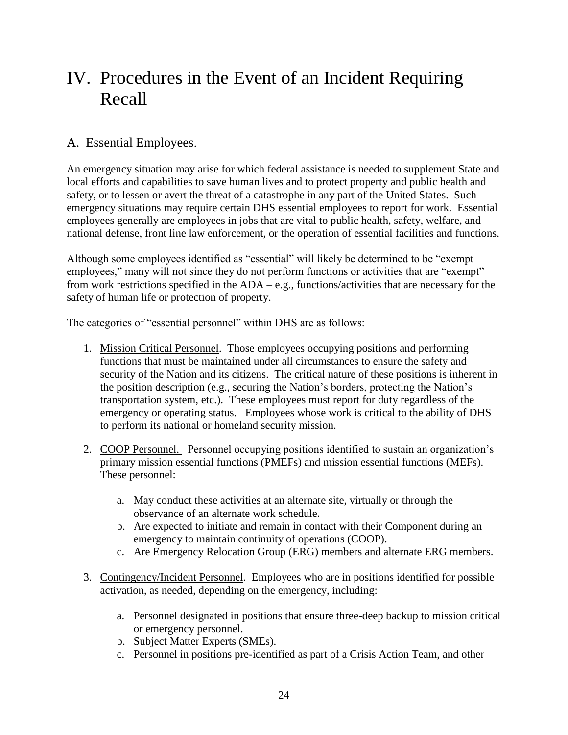# IV. Procedures in the Event of an Incident Requiring Recall

## A. Essential Employees.

An emergency situation may arise for which federal assistance is needed to supplement State and local efforts and capabilities to save human lives and to protect property and public health and safety, or to lessen or avert the threat of a catastrophe in any part of the United States. Such emergency situations may require certain DHS essential employees to report for work. Essential employees generally are employees in jobs that are vital to public health, safety, welfare, and national defense, front line law enforcement, or the operation of essential facilities and functions.

Although some employees identified as "essential" will likely be determined to be "exempt employees," many will not since they do not perform functions or activities that are "exempt" from work restrictions specified in the ADA – e.g., functions/activities that are necessary for the safety of human life or protection of property.

The categories of "essential personnel" within DHS are as follows:

1. Mission Critical Personnel. Those employees occupying positions and performing functions that must be maintained under all circumstances to ensure the safety and security of the Nation and its citizens. The critical nature of these positions is inherent in the position description (e.g., securing the Nation's borders, protecting the Nation's transportation system, etc.). These employees must report for duty regardless of the emergency or operating status. Employees whose work is critical to the ability of DHS to perform its national or homeland security mission.

2. COOP Personnel. Personnel occupying positions identified to sustain an organization's primary mission essential functions (PMEFs) and mission essential functions (MEFs). These personnel:

   a. May conduct these activities at an alternate site, virtually or through the observance of an alternate work schedule.
   b. Are expected to initiate and remain in contact with their Component during an emergency to maintain continuity of operations (COOP).
   c. Are Emergency Relocation Group (ERG) members and alternate ERG members.

3. Contingency/Incident Personnel. Employees who are in positions identified for possible activation, as needed, depending on the emergency, including:

   a. Personnel designated in positions that ensure three-deep backup to mission critical or emergency personnel.
   b. Subject Matter Experts (SMEs).
   c. Personnel in positions pre-identified as part of a Crisis Action Team, and other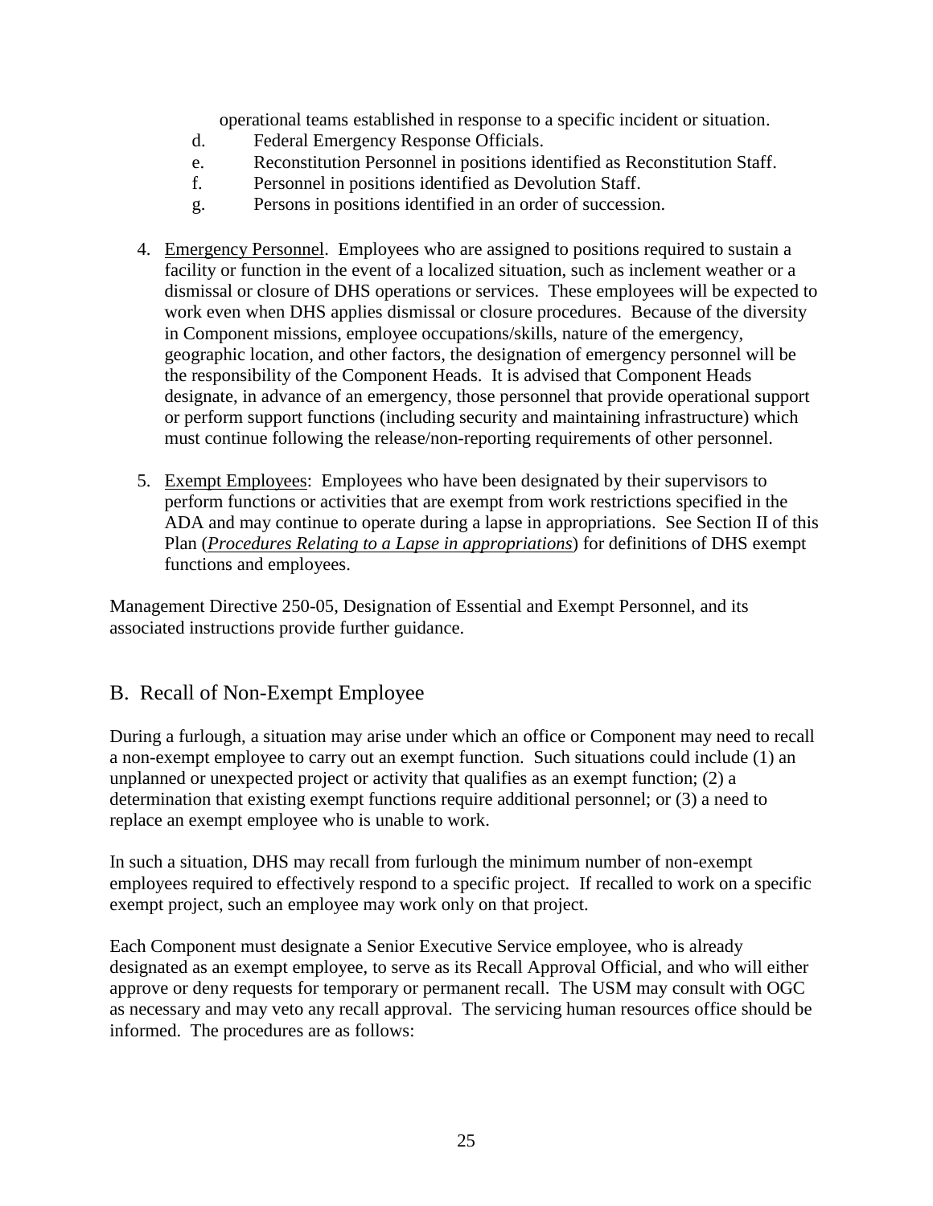operational teams established in response to a specific incident or situation.

d. Federal Emergency Response Officials.

e. Reconstitution Personnel in positions identified as Reconstitution Staff.

f. Personnel in positions identified as Devolution Staff.

g. Persons in positions identified in an order of succession.

4. Emergency Personnel. Employees who are assigned to positions required to sustain a facility or function in the event of a localized situation, such as inclement weather or a dismissal or closure of DHS operations or services. These employees will be expected to work even when DHS applies dismissal or closure procedures. Because of the diversity in Component missions, employee occupations/skills, nature of the emergency, geographic location, and other factors, the designation of emergency personnel will be the responsibility of the Component Heads. It is advised that Component Heads designate, in advance of an emergency, those personnel that provide operational support or perform support functions (including security and maintaining infrastructure) which must continue following the release/non-reporting requirements of other personnel.

5. Exempt Employees: Employees who have been designated by their supervisors to perform functions or activities that are exempt from work restrictions specified in the ADA and may continue to operate during a lapse in appropriations. See Section II of this Plan (*Procedures Relating to a Lapse in appropriations*) for definitions of DHS exempt functions and employees.

Management Directive 250-05, Designation of Essential and Exempt Personnel, and its associated instructions provide further guidance.

## B. Recall of Non-Exempt Employee

During a furlough, a situation may arise under which an office or Component may need to recall a non-exempt employee to carry out an exempt function. Such situations could include (1) an unplanned or unexpected project or activity that qualifies as an exempt function; (2) a determination that existing exempt functions require additional personnel; or (3) a need to replace an exempt employee who is unable to work.

In such a situation, DHS may recall from furlough the minimum number of non-exempt employees required to effectively respond to a specific project. If recalled to work on a specific exempt project, such an employee may work only on that project.

Each Component must designate a Senior Executive Service employee, who is already designated as an exempt employee, to serve as its Recall Approval Official, and who will either approve or deny requests for temporary or permanent recall. The USM may consult with OGC as necessary and may veto any recall approval. The servicing human resources office should be informed. The procedures are as follows: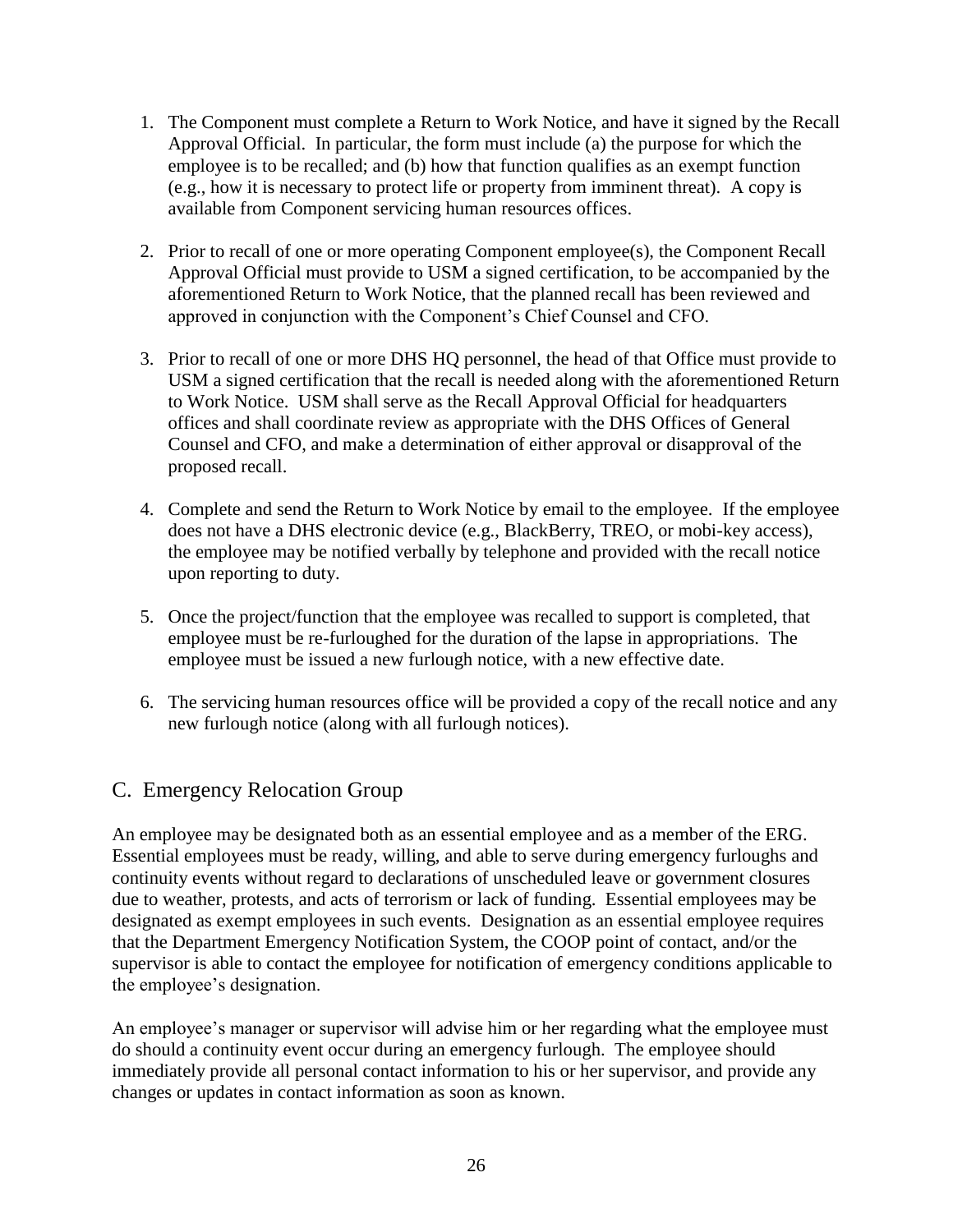1. The Component must complete a Return to Work Notice, and have it signed by the Recall Approval Official. In particular, the form must include (a) the purpose for which the employee is to be recalled; and (b) how that function qualifies as an exempt function (e.g., how it is necessary to protect life or property from imminent threat). A copy is available from Component servicing human resources offices.

2. Prior to recall of one or more operating Component employee(s), the Component Recall Approval Official must provide to USM a signed certification, to be accompanied by the aforementioned Return to Work Notice, that the planned recall has been reviewed and approved in conjunction with the Component's Chief Counsel and CFO.

3. Prior to recall of one or more DHS HQ personnel, the head of that Office must provide to USM a signed certification that the recall is needed along with the aforementioned Return to Work Notice. USM shall serve as the Recall Approval Official for headquarters offices and shall coordinate review as appropriate with the DHS Offices of General Counsel and CFO, and make a determination of either approval or disapproval of the proposed recall.

4. Complete and send the Return to Work Notice by email to the employee. If the employee does not have a DHS electronic device (e.g., BlackBerry, TREO, or mobi-key access), the employee may be notified verbally by telephone and provided with the recall notice upon reporting to duty.

5. Once the project/function that the employee was recalled to support is completed, that employee must be re-furloughed for the duration of the lapse in appropriations. The employee must be issued a new furlough notice, with a new effective date.

6. The servicing human resources office will be provided a copy of the recall notice and any new furlough notice (along with all furlough notices).

## C. Emergency Relocation Group

An employee may be designated both as an essential employee and as a member of the ERG. Essential employees must be ready, willing, and able to serve during emergency furloughs and continuity events without regard to declarations of unscheduled leave or government closures due to weather, protests, and acts of terrorism or lack of funding. Essential employees may be designated as exempt employees in such events. Designation as an essential employee requires that the Department Emergency Notification System, the COOP point of contact, and/or the supervisor is able to contact the employee for notification of emergency conditions applicable to the employee's designation.

An employee's manager or supervisor will advise him or her regarding what the employee must do should a continuity event occur during an emergency furlough. The employee should immediately provide all personal contact information to his or her supervisor, and provide any changes or updates in contact information as soon as known.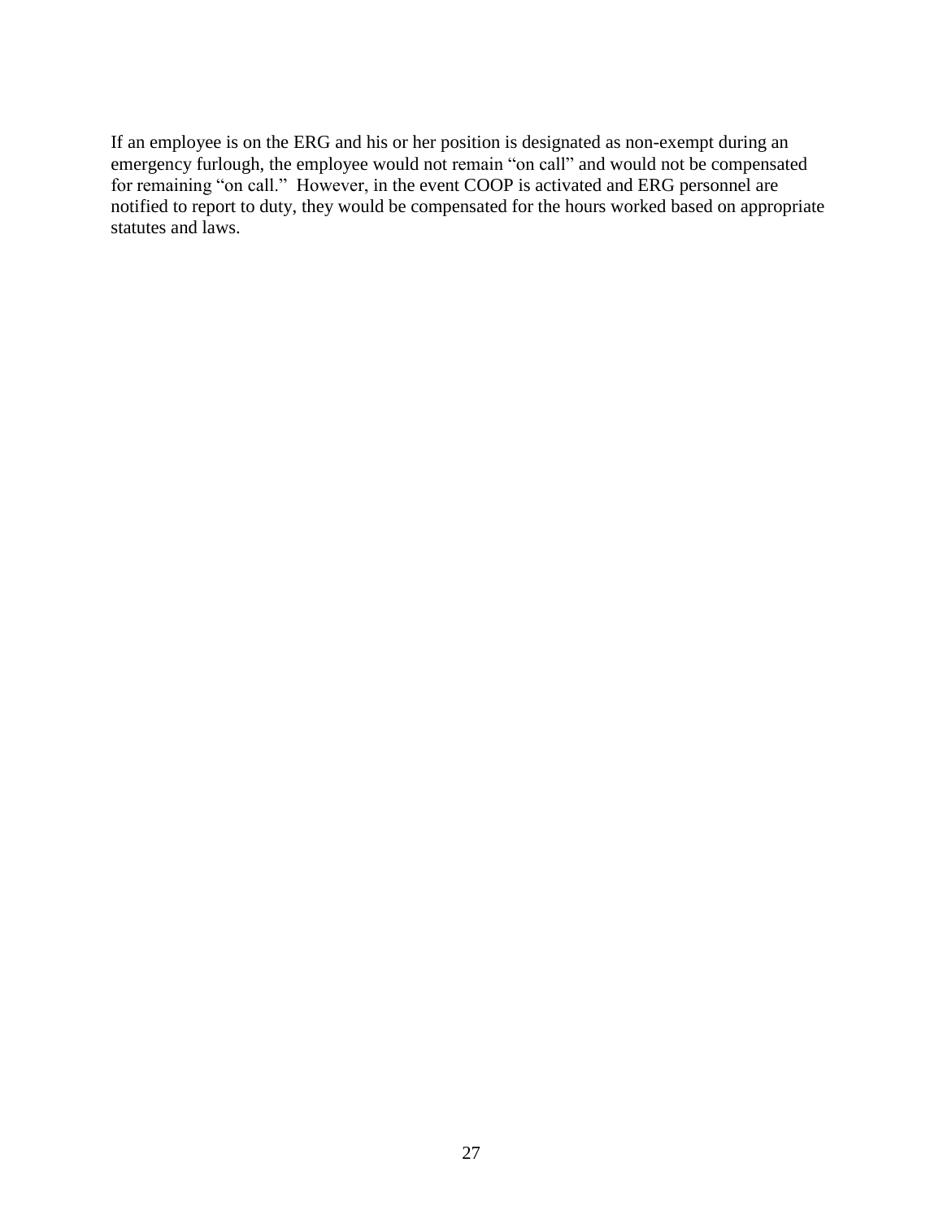If an employee is on the ERG and his or her position is designated as non-exempt during an emergency furlough, the employee would not remain "on call" and would not be compensated for remaining "on call." However, in the event COOP is activated and ERG personnel are notified to report to duty, they would be compensated for the hours worked based on appropriate statutes and laws.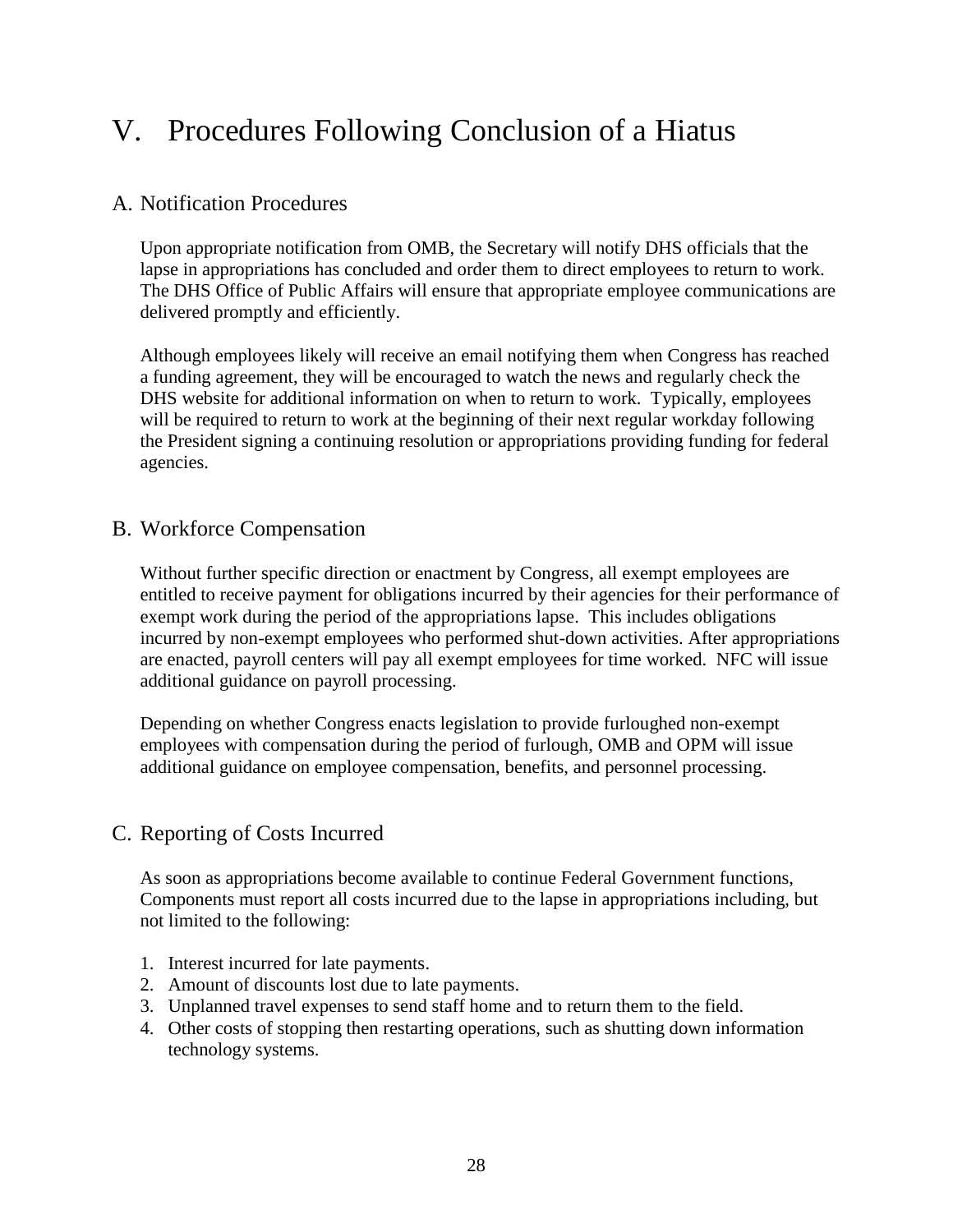# V. Procedures Following Conclusion of a Hiatus

## A. Notification Procedures

Upon appropriate notification from OMB, the Secretary will notify DHS officials that the lapse in appropriations has concluded and order them to direct employees to return to work. The DHS Office of Public Affairs will ensure that appropriate employee communications are delivered promptly and efficiently.

Although employees likely will receive an email notifying them when Congress has reached a funding agreement, they will be encouraged to watch the news and regularly check the DHS website for additional information on when to return to work. Typically, employees will be required to return to work at the beginning of their next regular workday following the President signing a continuing resolution or appropriations providing funding for federal agencies.

## B. Workforce Compensation

Without further specific direction or enactment by Congress, all exempt employees are entitled to receive payment for obligations incurred by their agencies for their performance of exempt work during the period of the appropriations lapse. This includes obligations incurred by non-exempt employees who performed shut-down activities. After appropriations are enacted, payroll centers will pay all exempt employees for time worked. NFC will issue additional guidance on payroll processing.

Depending on whether Congress enacts legislation to provide furloughed non-exempt employees with compensation during the period of furlough, OMB and OPM will issue additional guidance on employee compensation, benefits, and personnel processing.

## C. Reporting of Costs Incurred

As soon as appropriations become available to continue Federal Government functions, Components must report all costs incurred due to the lapse in appropriations including, but not limited to the following:

1. Interest incurred for late payments.
2. Amount of discounts lost due to late payments.
3. Unplanned travel expenses to send staff home and to return them to the field.
4. Other costs of stopping then restarting operations, such as shutting down information technology systems.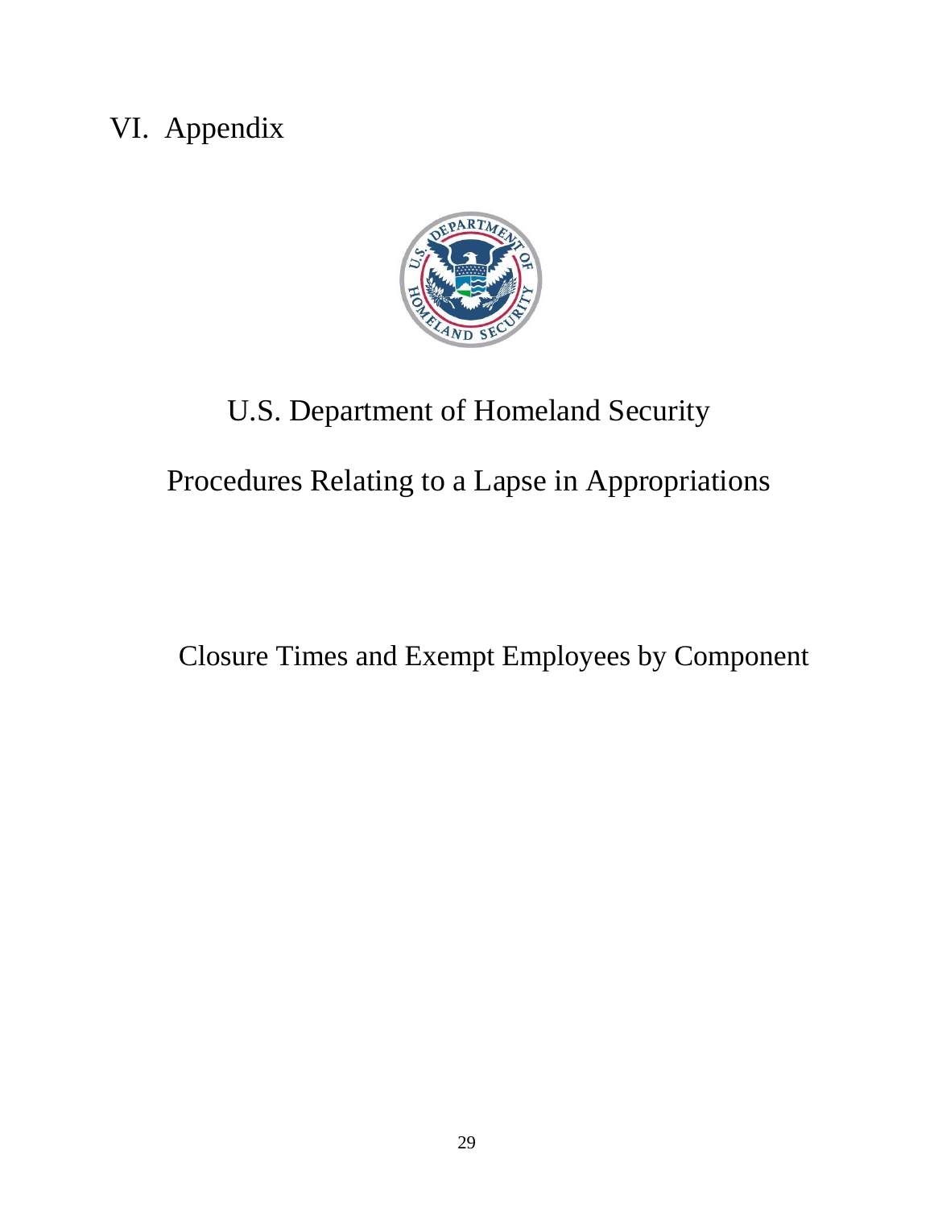# VI. Appendix

U.S. Department of Homeland Security

Procedures Relating to a Lapse in Appropriations

Closure Times and Exempt Employees by Component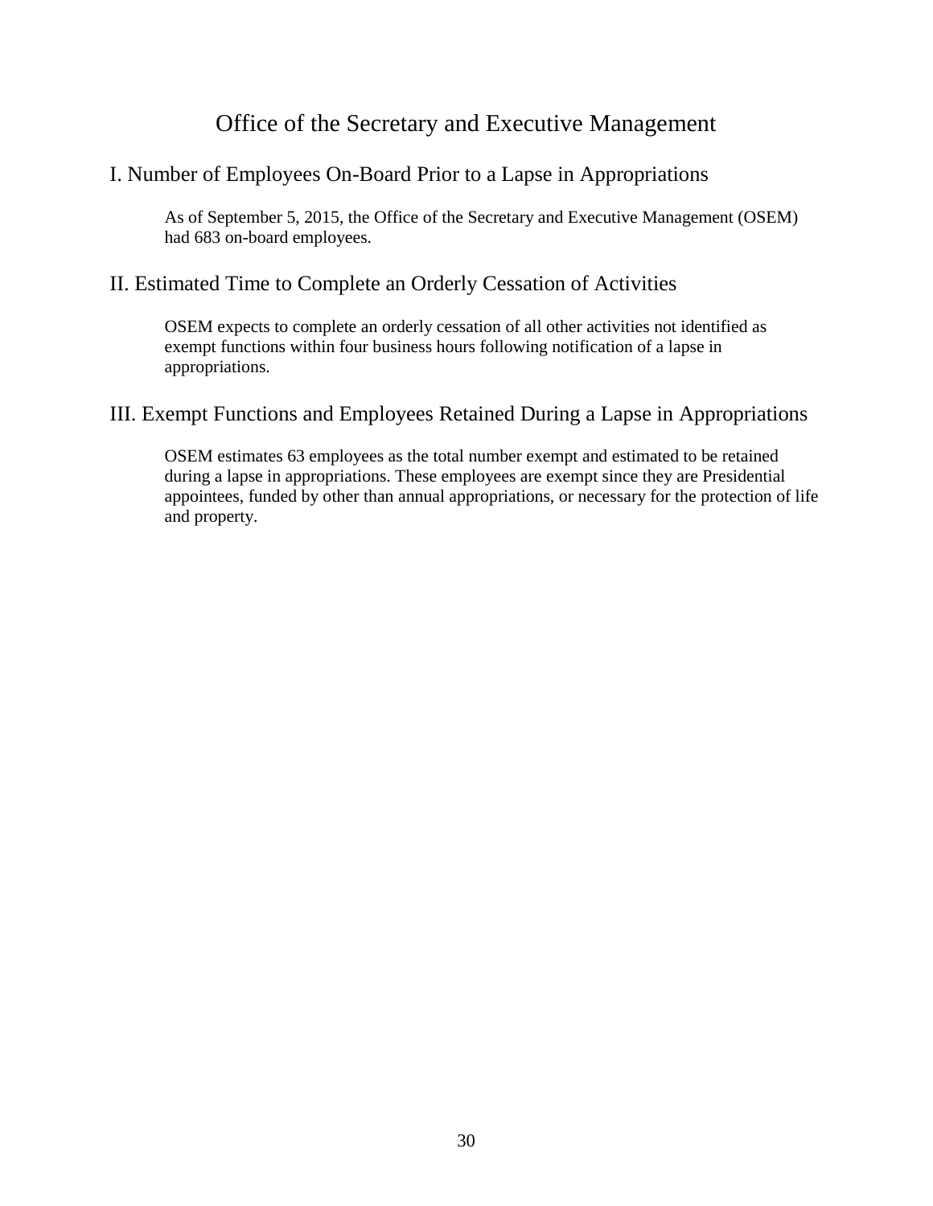# Office of the Secretary and Executive Management

## I. Number of Employees On-Board Prior to a Lapse in Appropriations

As of September 5, 2015, the Office of the Secretary and Executive Management (OSEM) had 683 on-board employees.

## II. Estimated Time to Complete an Orderly Cessation of Activities

OSEM expects to complete an orderly cessation of all other activities not identified as exempt functions within four business hours following notification of a lapse in appropriations.

## III. Exempt Functions and Employees Retained During a Lapse in Appropriations

OSEM estimates 63 employees as the total number exempt and estimated to be retained during a lapse in appropriations. These employees are exempt since they are Presidential appointees, funded by other than annual appropriations, or necessary for the protection of life and property.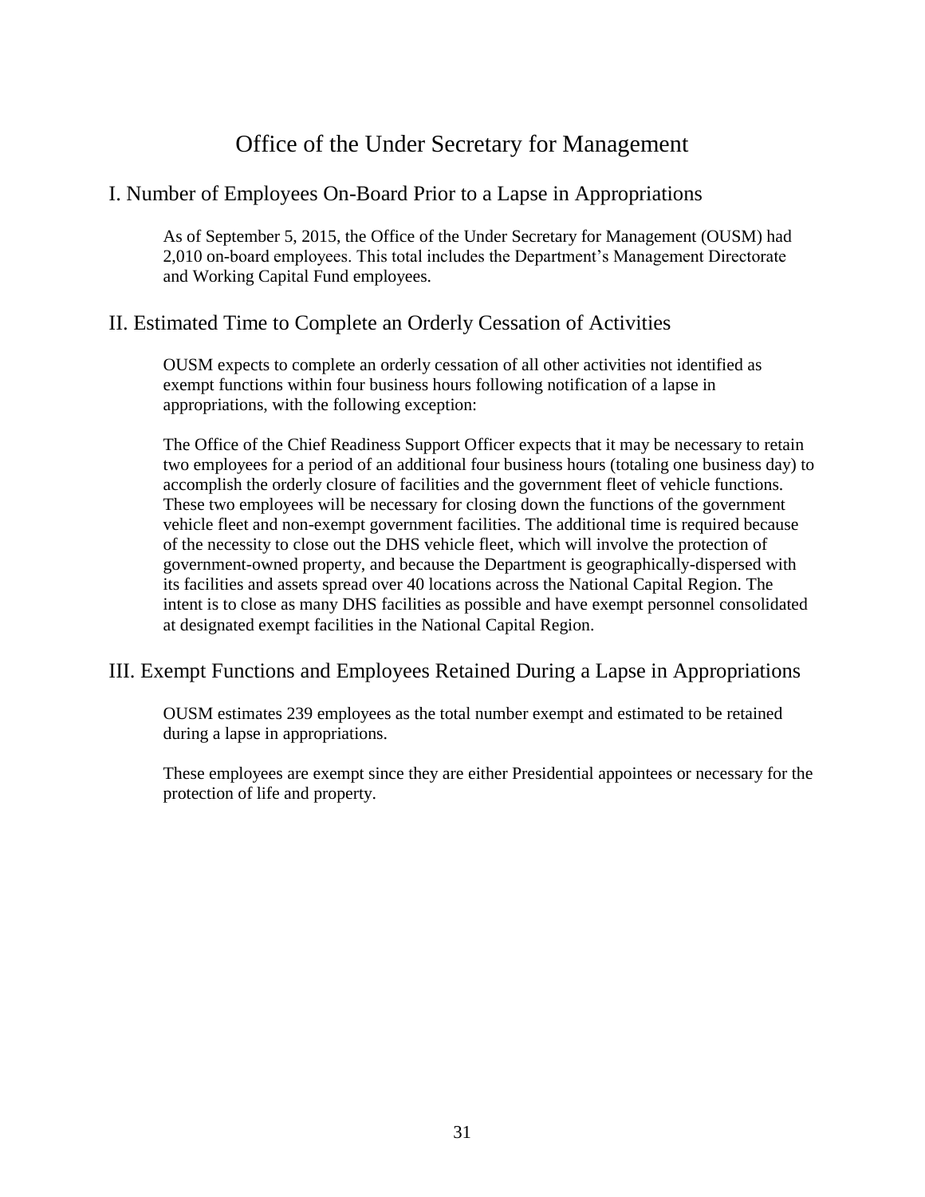# Office of the Under Secretary for Management

## I. Number of Employees On-Board Prior to a Lapse in Appropriations

As of September 5, 2015, the Office of the Under Secretary for Management (OUSM) had 2,010 on-board employees. This total includes the Department's Management Directorate and Working Capital Fund employees.

## II. Estimated Time to Complete an Orderly Cessation of Activities

OUSM expects to complete an orderly cessation of all other activities not identified as exempt functions within four business hours following notification of a lapse in appropriations, with the following exception:

The Office of the Chief Readiness Support Officer expects that it may be necessary to retain two employees for a period of an additional four business hours (totaling one business day) to accomplish the orderly closure of facilities and the government fleet of vehicle functions. These two employees will be necessary for closing down the functions of the government vehicle fleet and non-exempt government facilities. The additional time is required because of the necessity to close out the DHS vehicle fleet, which will involve the protection of government-owned property, and because the Department is geographically-dispersed with its facilities and assets spread over 40 locations across the National Capital Region. The intent is to close as many DHS facilities as possible and have exempt personnel consolidated at designated exempt facilities in the National Capital Region.

## III. Exempt Functions and Employees Retained During a Lapse in Appropriations

OUSM estimates 239 employees as the total number exempt and estimated to be retained during a lapse in appropriations.

These employees are exempt since they are either Presidential appointees or necessary for the protection of life and property.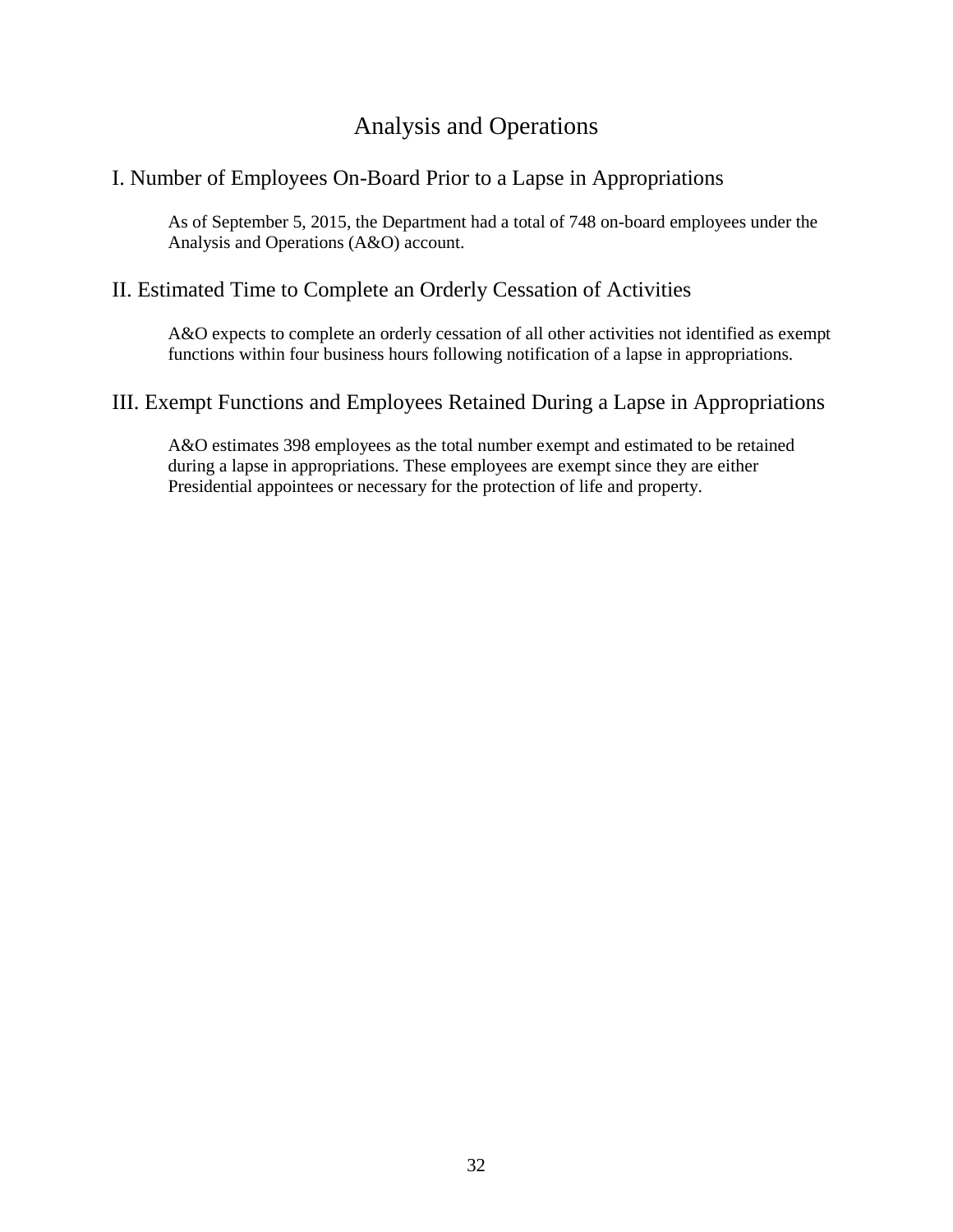# Analysis and Operations

## I. Number of Employees On-Board Prior to a Lapse in Appropriations

As of September 5, 2015, the Department had a total of 748 on-board employees under the Analysis and Operations (A&O) account.

## II. Estimated Time to Complete an Orderly Cessation of Activities

A&O expects to complete an orderly cessation of all other activities not identified as exempt functions within four business hours following notification of a lapse in appropriations.

## III. Exempt Functions and Employees Retained During a Lapse in Appropriations

A&O estimates 398 employees as the total number exempt and estimated to be retained during a lapse in appropriations. These employees are exempt since they are either Presidential appointees or necessary for the protection of life and property.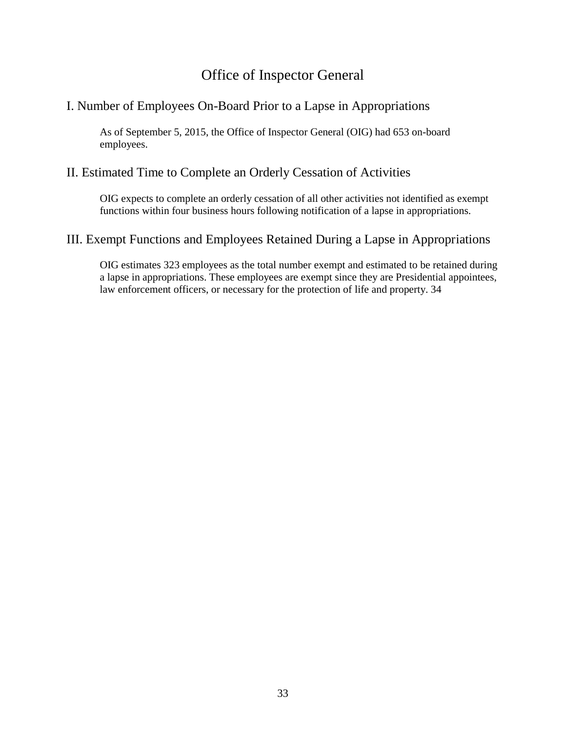# Office of Inspector General

## I. Number of Employees On-Board Prior to a Lapse in Appropriations

As of September 5, 2015, the Office of Inspector General (OIG) had 653 on-board employees.

## II. Estimated Time to Complete an Orderly Cessation of Activities

OIG expects to complete an orderly cessation of all other activities not identified as exempt functions within four business hours following notification of a lapse in appropriations.

## III. Exempt Functions and Employees Retained During a Lapse in Appropriations

OIG estimates 323 employees as the total number exempt and estimated to be retained during a lapse in appropriations. These employees are exempt since they are Presidential appointees, law enforcement officers, or necessary for the protection of life and property. 34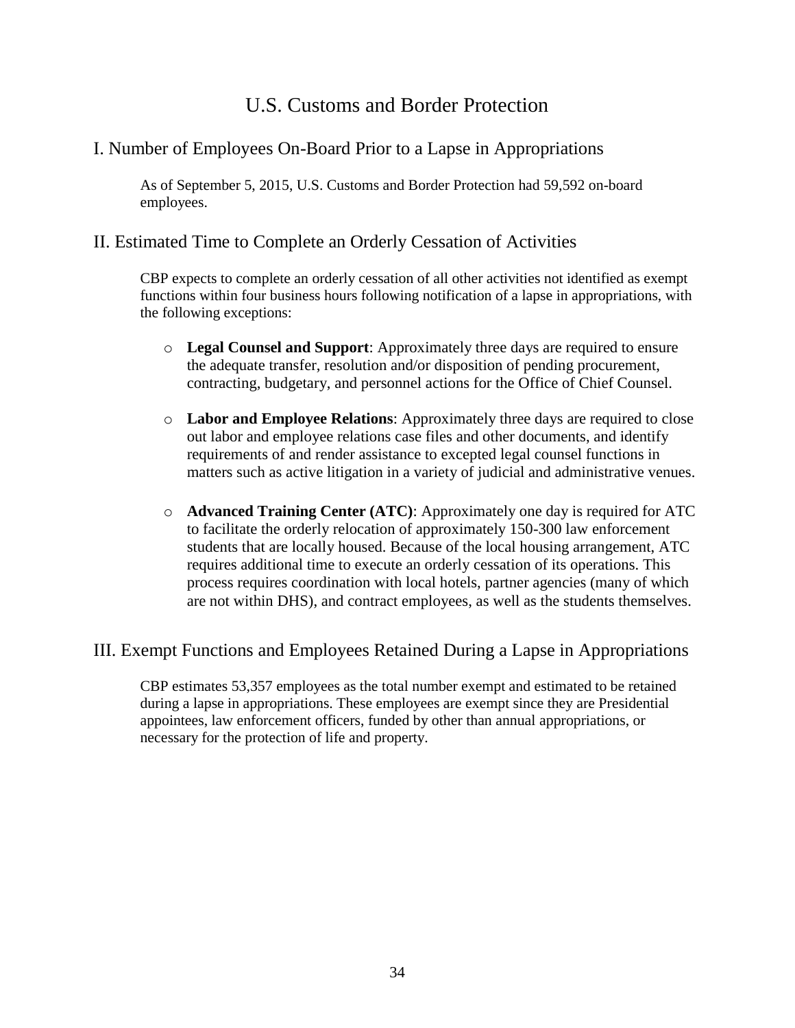# U.S. Customs and Border Protection

## I. Number of Employees On-Board Prior to a Lapse in Appropriations

As of September 5, 2015, U.S. Customs and Border Protection had 59,592 on-board employees.

## II. Estimated Time to Complete an Orderly Cessation of Activities

CBP expects to complete an orderly cessation of all other activities not identified as exempt functions within four business hours following notification of a lapse in appropriations, with the following exceptions:

- **Legal Counsel and Support**: Approximately three days are required to ensure the adequate transfer, resolution and/or disposition of pending procurement, contracting, budgetary, and personnel actions for the Office of Chief Counsel.
- **Labor and Employee Relations**: Approximately three days are required to close out labor and employee relations case files and other documents, and identify requirements of and render assistance to excepted legal counsel functions in matters such as active litigation in a variety of judicial and administrative venues.
- **Advanced Training Center (ATC)**: Approximately one day is required for ATC to facilitate the orderly relocation of approximately 150-300 law enforcement students that are locally housed. Because of the local housing arrangement, ATC requires additional time to execute an orderly cessation of its operations. This process requires coordination with local hotels, partner agencies (many of which are not within DHS), and contract employees, as well as the students themselves.

## III. Exempt Functions and Employees Retained During a Lapse in Appropriations

CBP estimates 53,357 employees as the total number exempt and estimated to be retained during a lapse in appropriations. These employees are exempt since they are Presidential appointees, law enforcement officers, funded by other than annual appropriations, or necessary for the protection of life and property.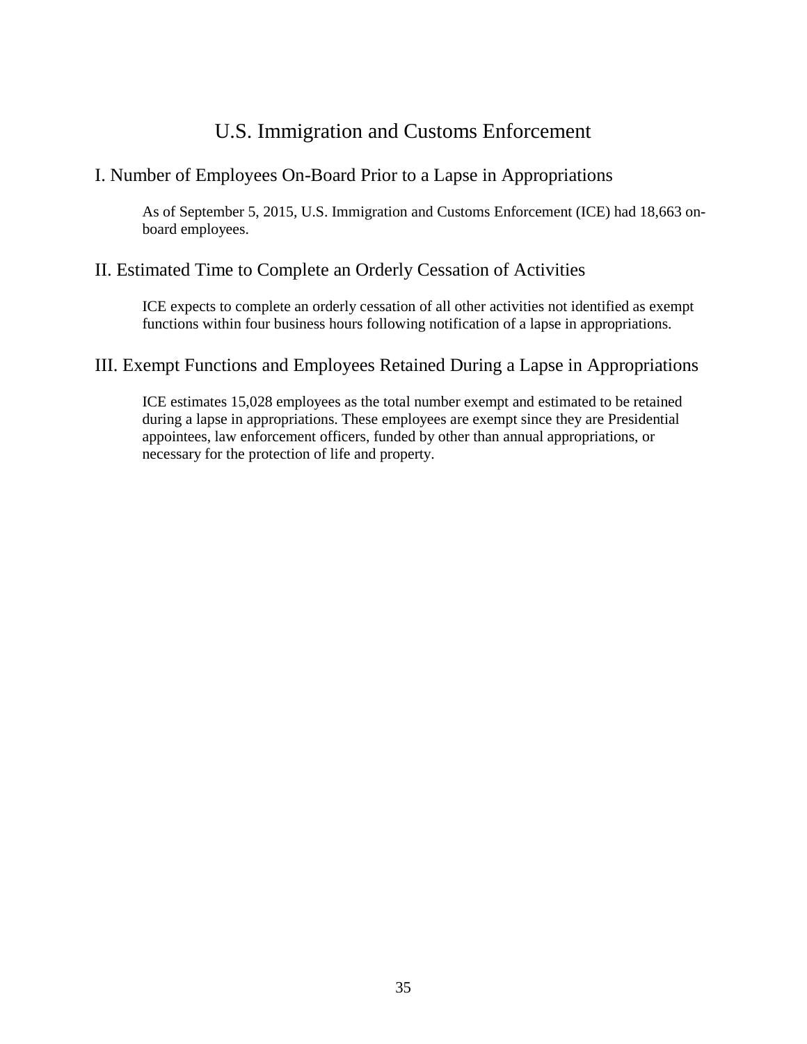# U.S. Immigration and Customs Enforcement

## I. Number of Employees On-Board Prior to a Lapse in Appropriations

As of September 5, 2015, U.S. Immigration and Customs Enforcement (ICE) had 18,663 on-board employees.

## II. Estimated Time to Complete an Orderly Cessation of Activities

ICE expects to complete an orderly cessation of all other activities not identified as exempt functions within four business hours following notification of a lapse in appropriations.

## III. Exempt Functions and Employees Retained During a Lapse in Appropriations

ICE estimates 15,028 employees as the total number exempt and estimated to be retained during a lapse in appropriations. These employees are exempt since they are Presidential appointees, law enforcement officers, funded by other than annual appropriations, or necessary for the protection of life and property.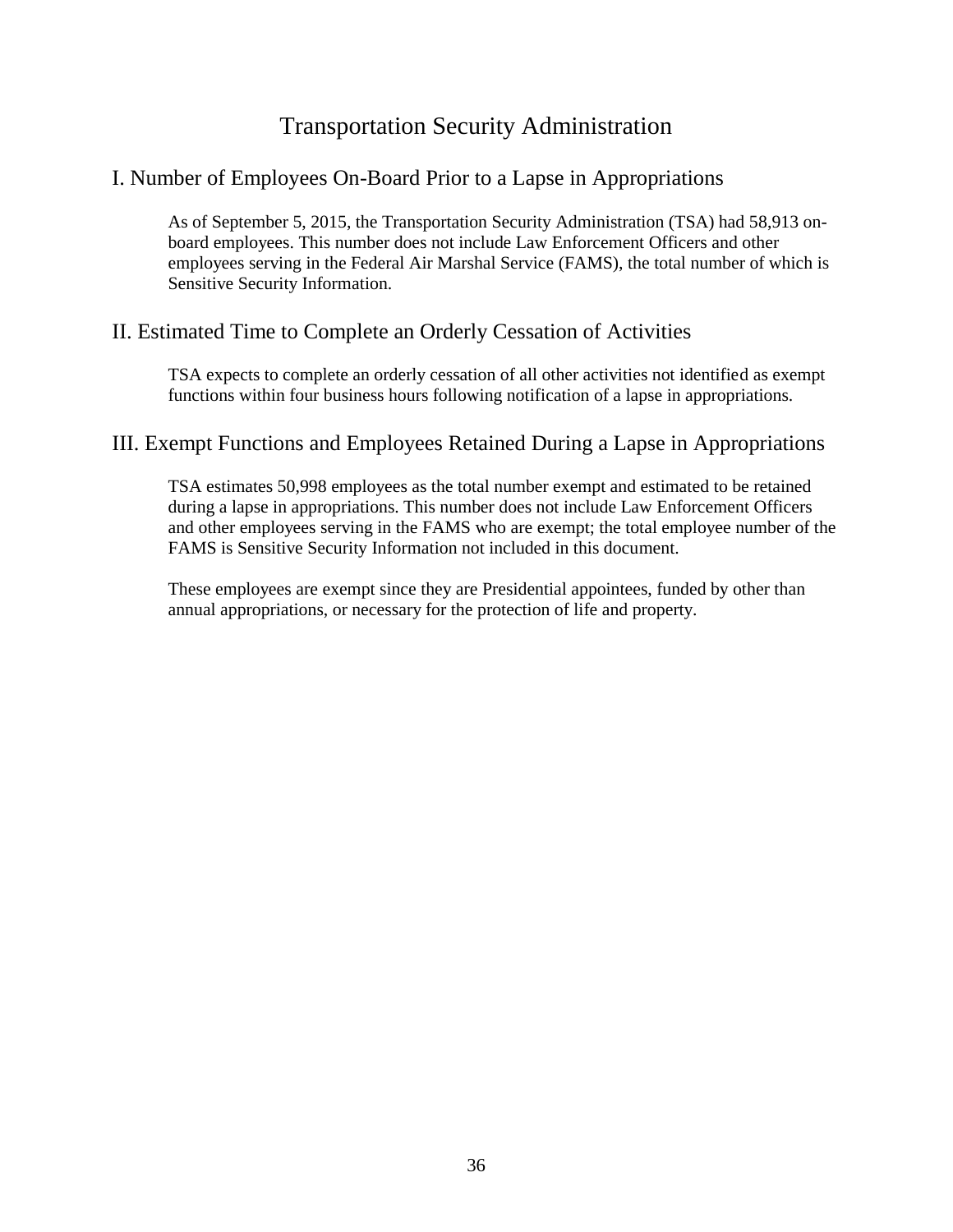# Transportation Security Administration

## I. Number of Employees On-Board Prior to a Lapse in Appropriations

As of September 5, 2015, the Transportation Security Administration (TSA) had 58,913 on-board employees. This number does not include Law Enforcement Officers and other employees serving in the Federal Air Marshal Service (FAMS), the total number of which is Sensitive Security Information.

## II. Estimated Time to Complete an Orderly Cessation of Activities

TSA expects to complete an orderly cessation of all other activities not identified as exempt functions within four business hours following notification of a lapse in appropriations.

## III. Exempt Functions and Employees Retained During a Lapse in Appropriations

TSA estimates 50,998 employees as the total number exempt and estimated to be retained during a lapse in appropriations. This number does not include Law Enforcement Officers and other employees serving in the FAMS who are exempt; the total employee number of the FAMS is Sensitive Security Information not included in this document.

These employees are exempt since they are Presidential appointees, funded by other than annual appropriations, or necessary for the protection of life and property.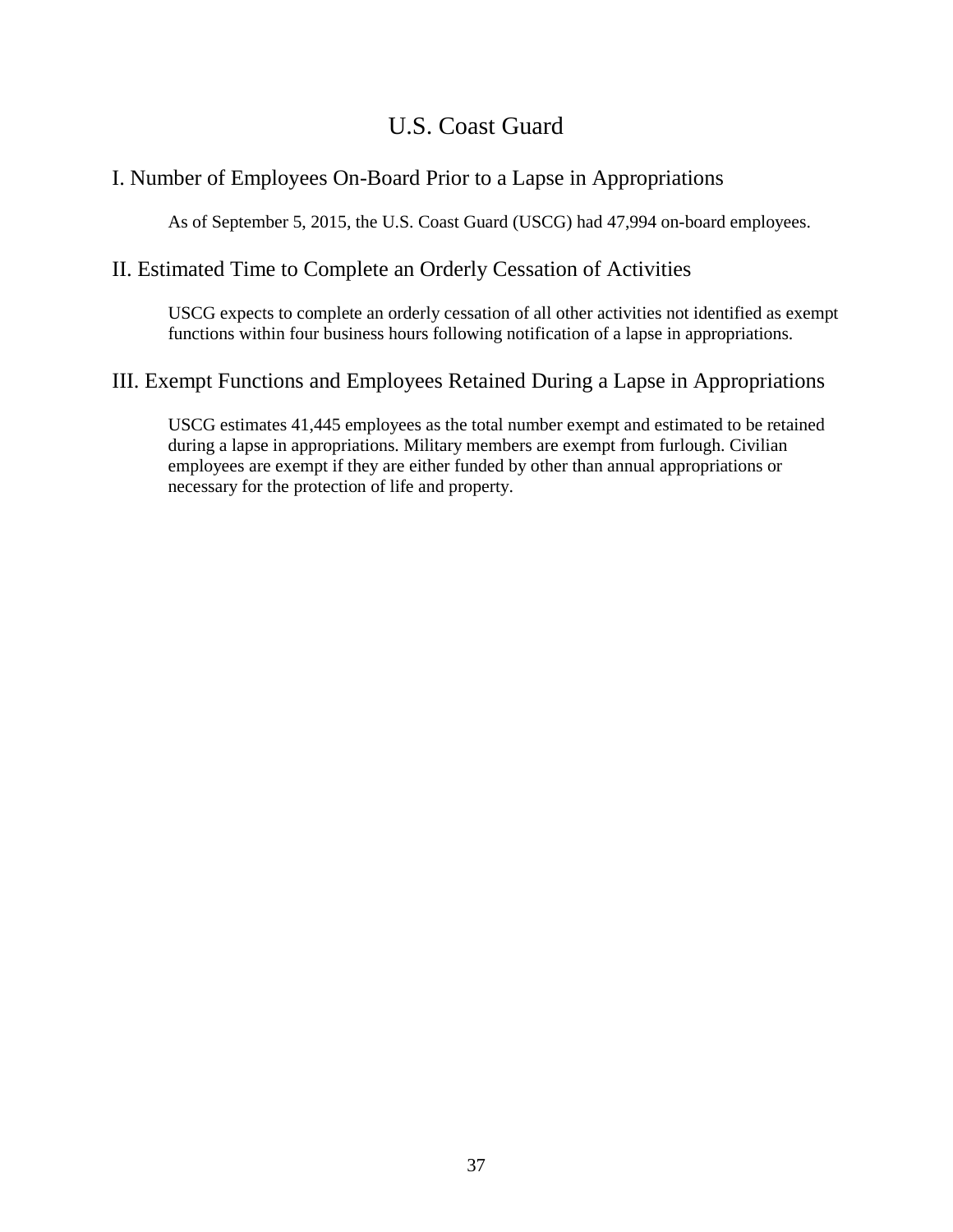# U.S. Coast Guard

## I. Number of Employees On-Board Prior to a Lapse in Appropriations

As of September 5, 2015, the U.S. Coast Guard (USCG) had 47,994 on-board employees.

## II. Estimated Time to Complete an Orderly Cessation of Activities

USCG expects to complete an orderly cessation of all other activities not identified as exempt functions within four business hours following notification of a lapse in appropriations.

## III. Exempt Functions and Employees Retained During a Lapse in Appropriations

USCG estimates 41,445 employees as the total number exempt and estimated to be retained during a lapse in appropriations. Military members are exempt from furlough. Civilian employees are exempt if they are either funded by other than annual appropriations or necessary for the protection of life and property.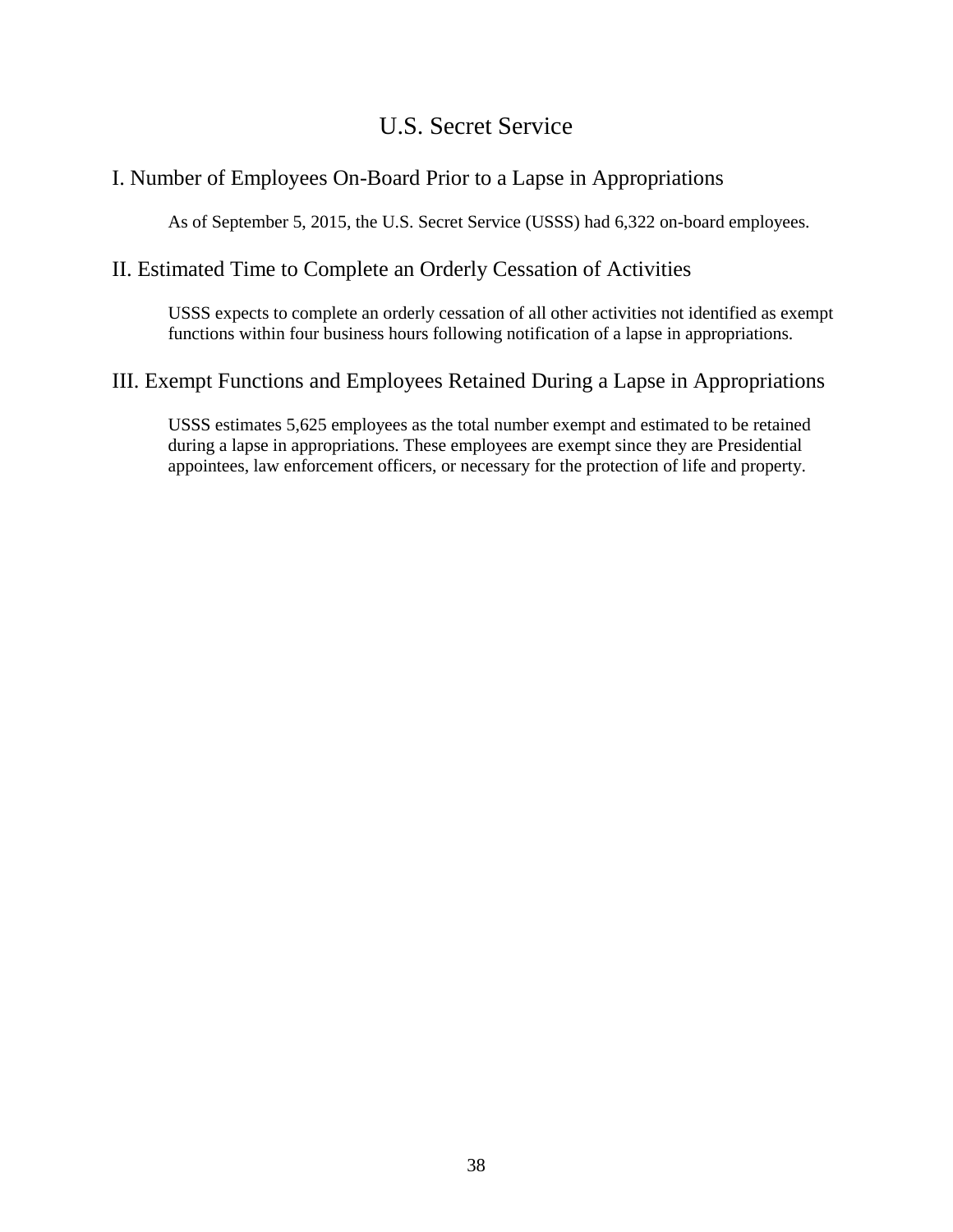# U.S. Secret Service

## I. Number of Employees On-Board Prior to a Lapse in Appropriations

As of September 5, 2015, the U.S. Secret Service (USSS) had 6,322 on-board employees.

## II. Estimated Time to Complete an Orderly Cessation of Activities

USSS expects to complete an orderly cessation of all other activities not identified as exempt functions within four business hours following notification of a lapse in appropriations.

## III. Exempt Functions and Employees Retained During a Lapse in Appropriations

USSS estimates 5,625 employees as the total number exempt and estimated to be retained during a lapse in appropriations. These employees are exempt since they are Presidential appointees, law enforcement officers, or necessary for the protection of life and property.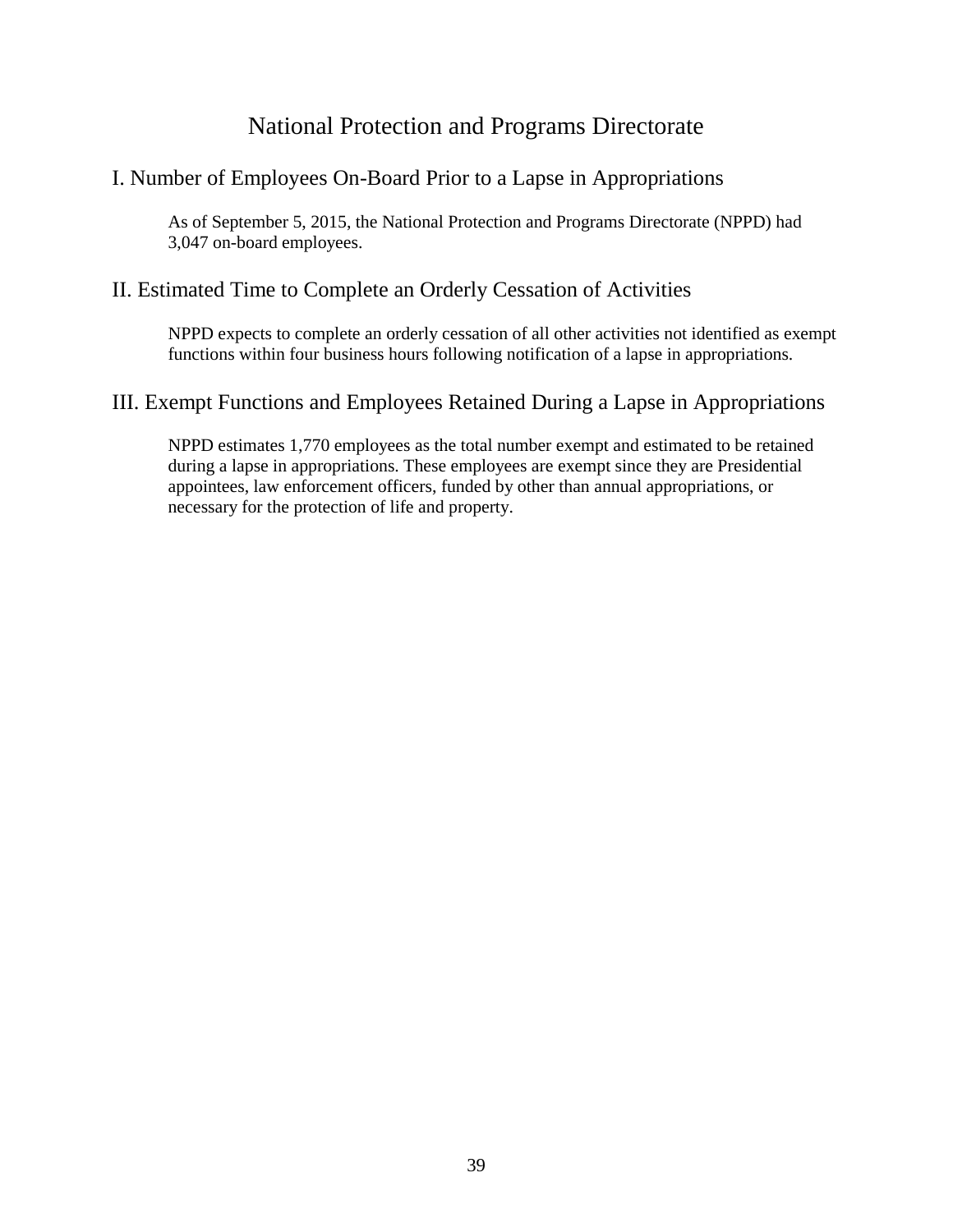# National Protection and Programs Directorate

## I. Number of Employees On-Board Prior to a Lapse in Appropriations

As of September 5, 2015, the National Protection and Programs Directorate (NPPD) had 3,047 on-board employees.

## II. Estimated Time to Complete an Orderly Cessation of Activities

NPPD expects to complete an orderly cessation of all other activities not identified as exempt functions within four business hours following notification of a lapse in appropriations.

## III. Exempt Functions and Employees Retained During a Lapse in Appropriations

NPPD estimates 1,770 employees as the total number exempt and estimated to be retained during a lapse in appropriations. These employees are exempt since they are Presidential appointees, law enforcement officers, funded by other than annual appropriations, or necessary for the protection of life and property.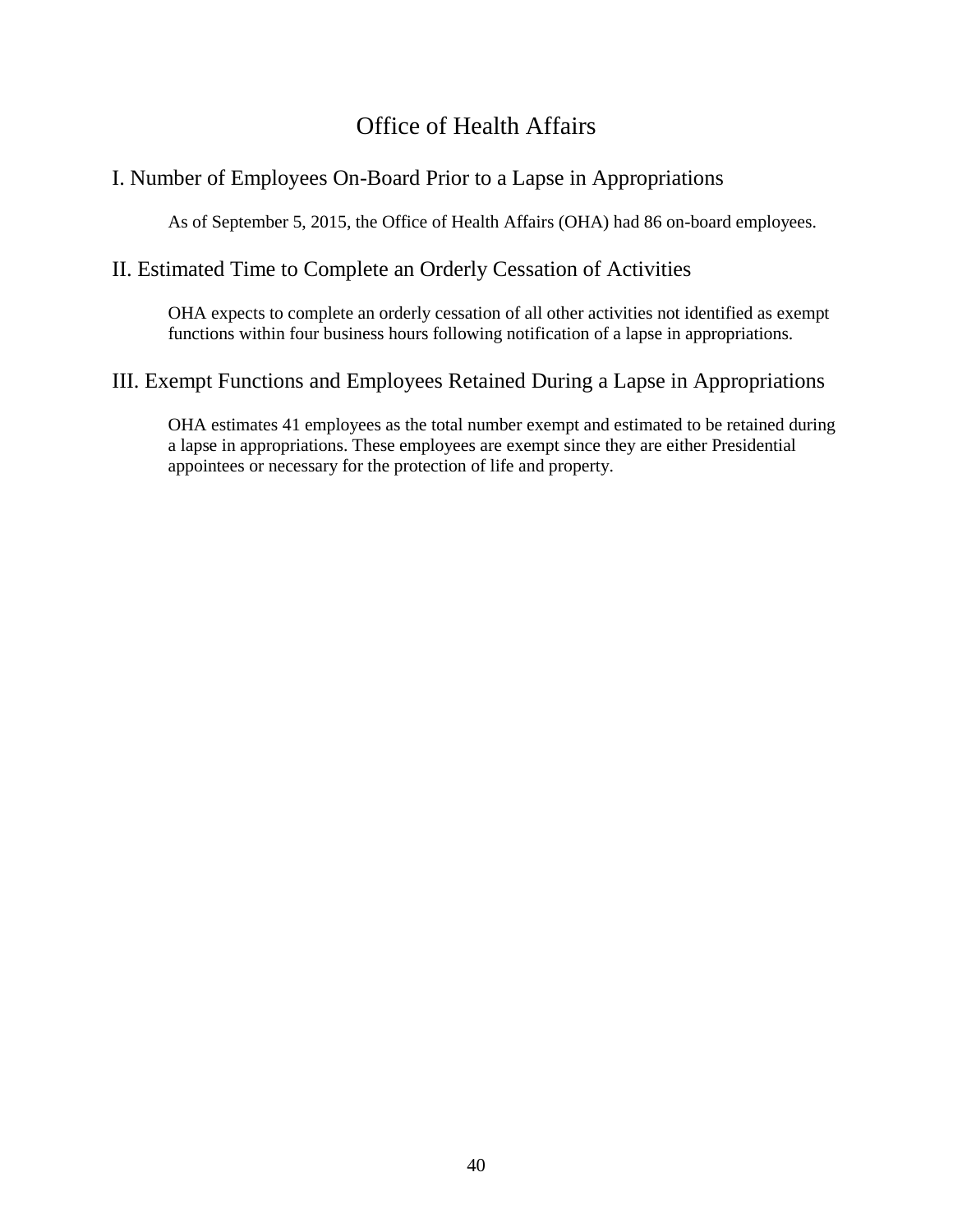# Office of Health Affairs

## I. Number of Employees On-Board Prior to a Lapse in Appropriations

As of September 5, 2015, the Office of Health Affairs (OHA) had 86 on-board employees.

## II. Estimated Time to Complete an Orderly Cessation of Activities

OHA expects to complete an orderly cessation of all other activities not identified as exempt functions within four business hours following notification of a lapse in appropriations.

## III. Exempt Functions and Employees Retained During a Lapse in Appropriations

OHA estimates 41 employees as the total number exempt and estimated to be retained during a lapse in appropriations. These employees are exempt since they are either Presidential appointees or necessary for the protection of life and property.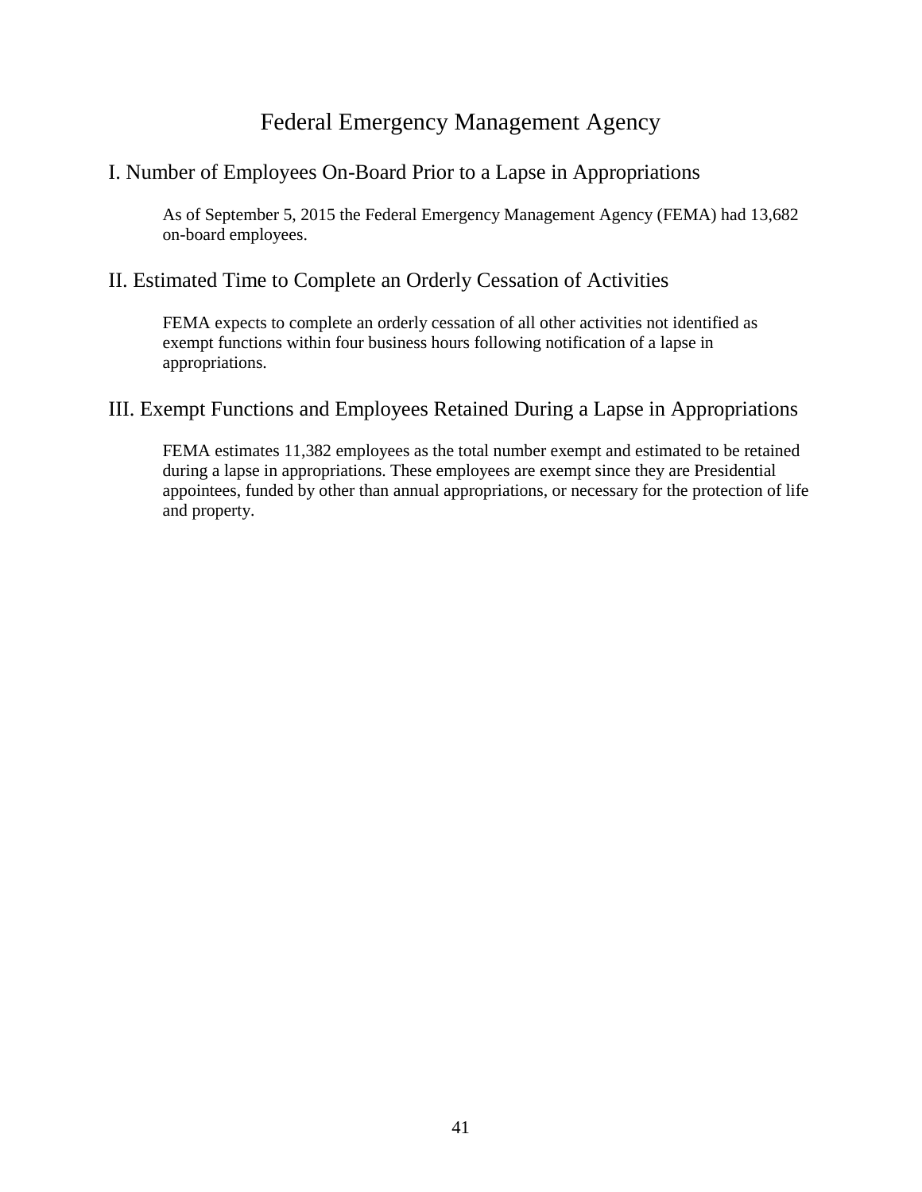# Federal Emergency Management Agency

## I. Number of Employees On-Board Prior to a Lapse in Appropriations

As of September 5, 2015 the Federal Emergency Management Agency (FEMA) had 13,682 on-board employees.

## II. Estimated Time to Complete an Orderly Cessation of Activities

FEMA expects to complete an orderly cessation of all other activities not identified as exempt functions within four business hours following notification of a lapse in appropriations.

## III. Exempt Functions and Employees Retained During a Lapse in Appropriations

FEMA estimates 11,382 employees as the total number exempt and estimated to be retained during a lapse in appropriations. These employees are exempt since they are Presidential appointees, funded by other than annual appropriations, or necessary for the protection of life and property.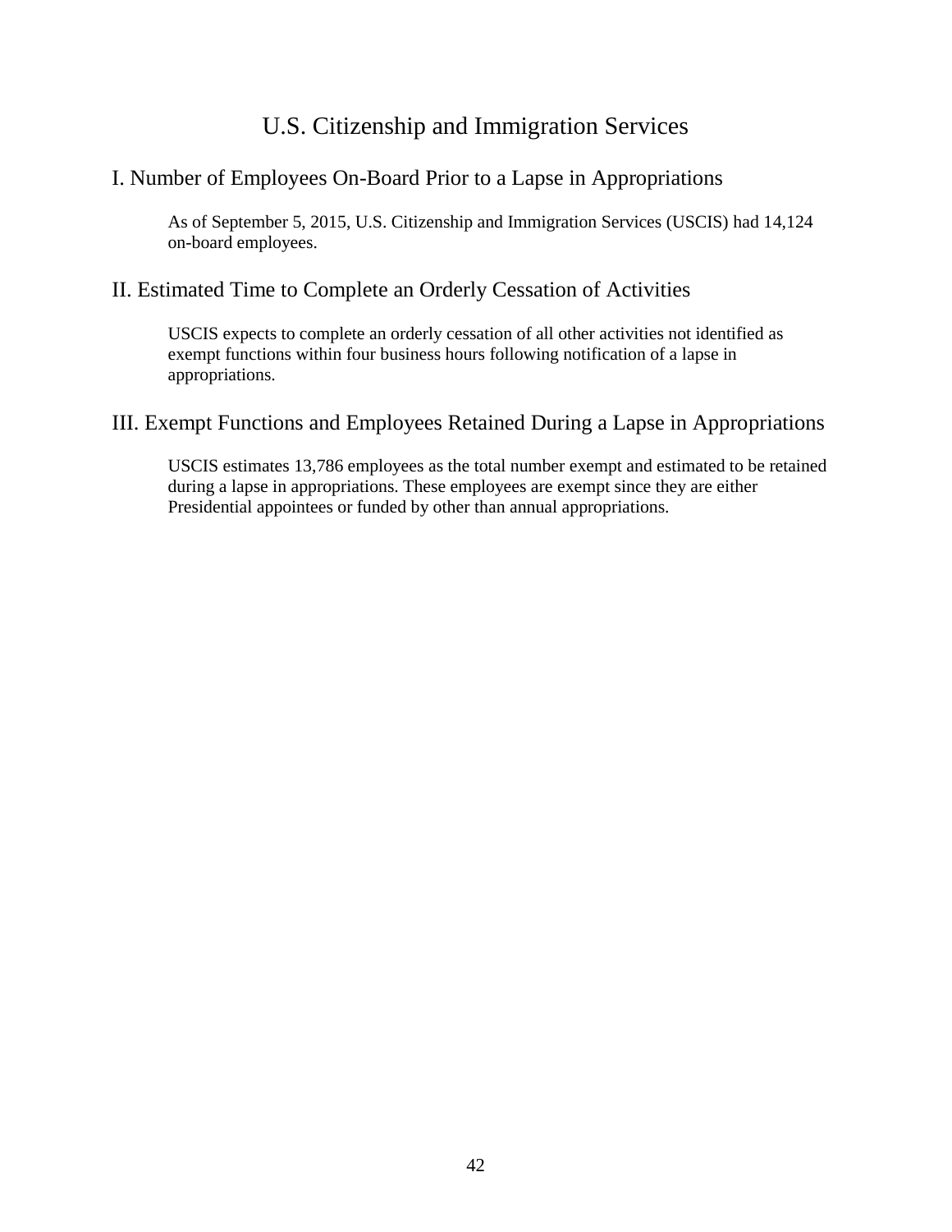# U.S. Citizenship and Immigration Services

## I. Number of Employees On-Board Prior to a Lapse in Appropriations

As of September 5, 2015, U.S. Citizenship and Immigration Services (USCIS) had 14,124 on-board employees.

## II. Estimated Time to Complete an Orderly Cessation of Activities

USCIS expects to complete an orderly cessation of all other activities not identified as exempt functions within four business hours following notification of a lapse in appropriations.

## III. Exempt Functions and Employees Retained During a Lapse in Appropriations

USCIS estimates 13,786 employees as the total number exempt and estimated to be retained during a lapse in appropriations. These employees are exempt since they are either Presidential appointees or funded by other than annual appropriations.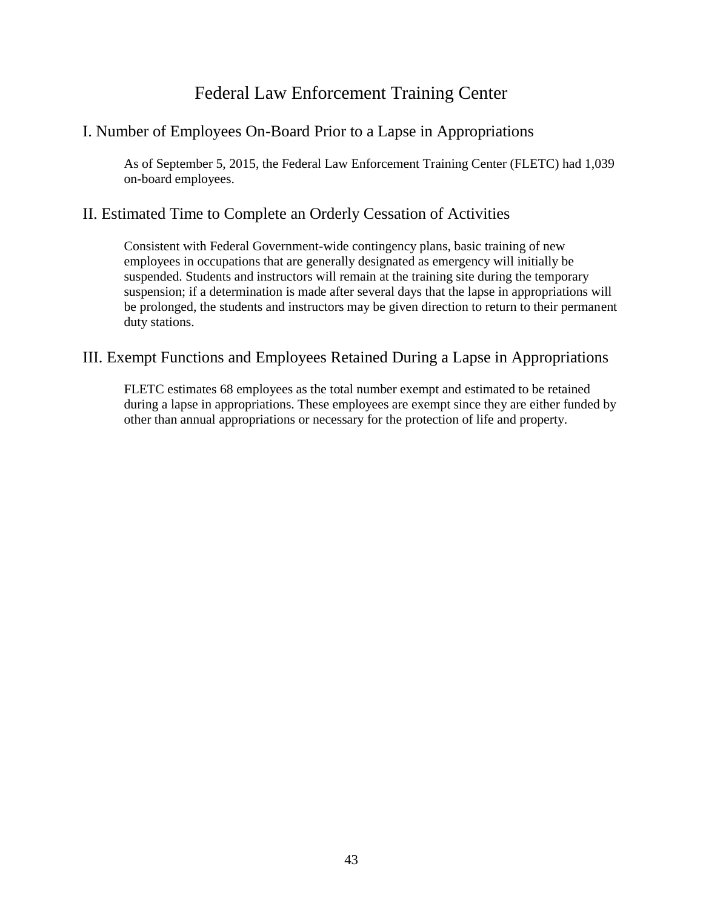# Federal Law Enforcement Training Center

## I. Number of Employees On-Board Prior to a Lapse in Appropriations

As of September 5, 2015, the Federal Law Enforcement Training Center (FLETC) had 1,039 on-board employees.

## II. Estimated Time to Complete an Orderly Cessation of Activities

Consistent with Federal Government-wide contingency plans, basic training of new employees in occupations that are generally designated as emergency will initially be suspended. Students and instructors will remain at the training site during the temporary suspension; if a determination is made after several days that the lapse in appropriations will be prolonged, the students and instructors may be given direction to return to their permanent duty stations.

## III. Exempt Functions and Employees Retained During a Lapse in Appropriations

FLETC estimates 68 employees as the total number exempt and estimated to be retained during a lapse in appropriations. These employees are exempt since they are either funded by other than annual appropriations or necessary for the protection of life and property.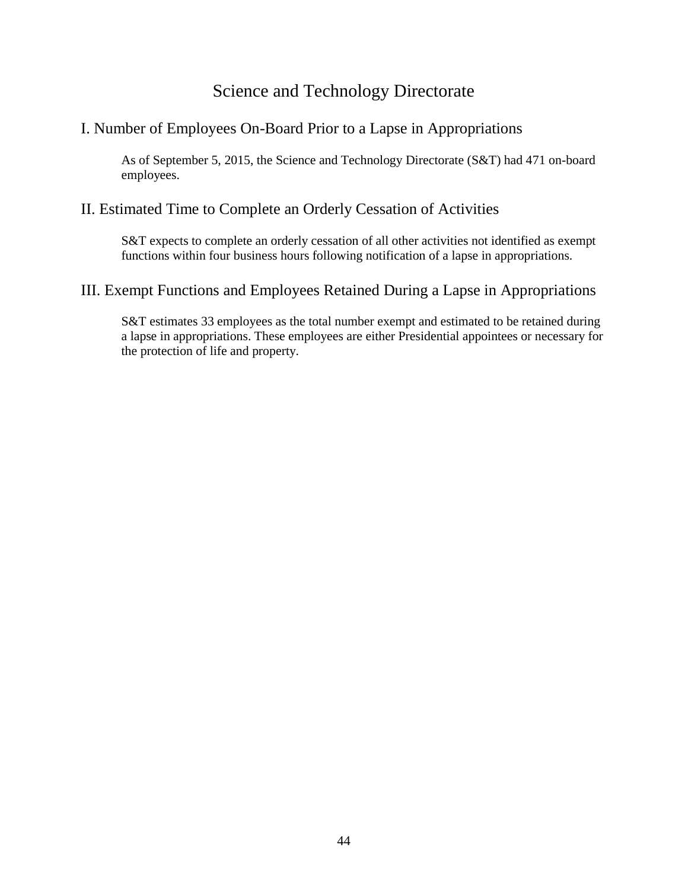# Science and Technology Directorate

## I. Number of Employees On-Board Prior to a Lapse in Appropriations

As of September 5, 2015, the Science and Technology Directorate (S&T) had 471 on-board employees.

## II. Estimated Time to Complete an Orderly Cessation of Activities

S&T expects to complete an orderly cessation of all other activities not identified as exempt functions within four business hours following notification of a lapse in appropriations.

## III. Exempt Functions and Employees Retained During a Lapse in Appropriations

S&T estimates 33 employees as the total number exempt and estimated to be retained during a lapse in appropriations. These employees are either Presidential appointees or necessary for the protection of life and property.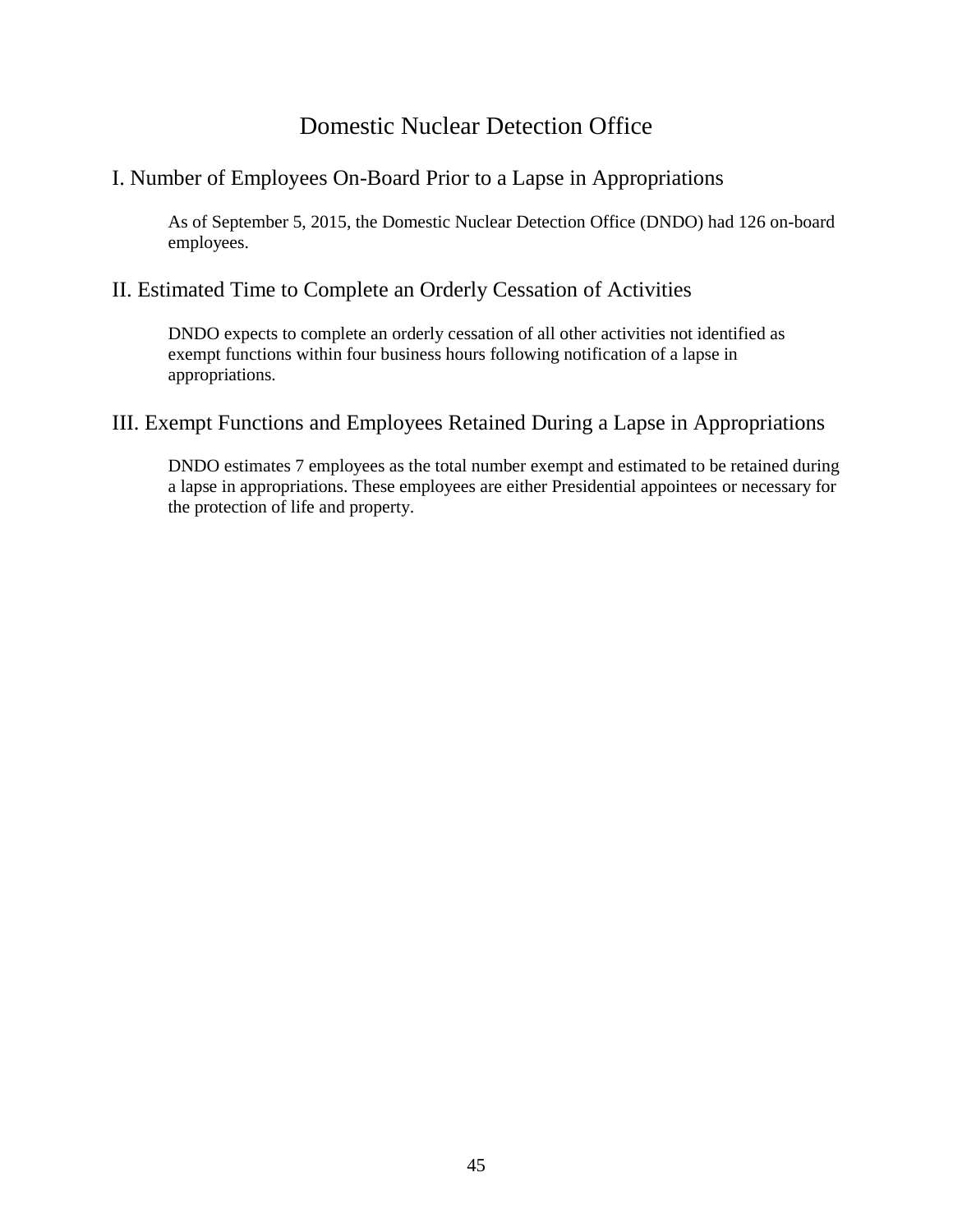# Domestic Nuclear Detection Office

## I. Number of Employees On-Board Prior to a Lapse in Appropriations

As of September 5, 2015, the Domestic Nuclear Detection Office (DNDO) had 126 on-board employees.

## II. Estimated Time to Complete an Orderly Cessation of Activities

DNDO expects to complete an orderly cessation of all other activities not identified as exempt functions within four business hours following notification of a lapse in appropriations.

## III. Exempt Functions and Employees Retained During a Lapse in Appropriations

DNDO estimates 7 employees as the total number exempt and estimated to be retained during a lapse in appropriations. These employees are either Presidential appointees or necessary for the protection of life and property.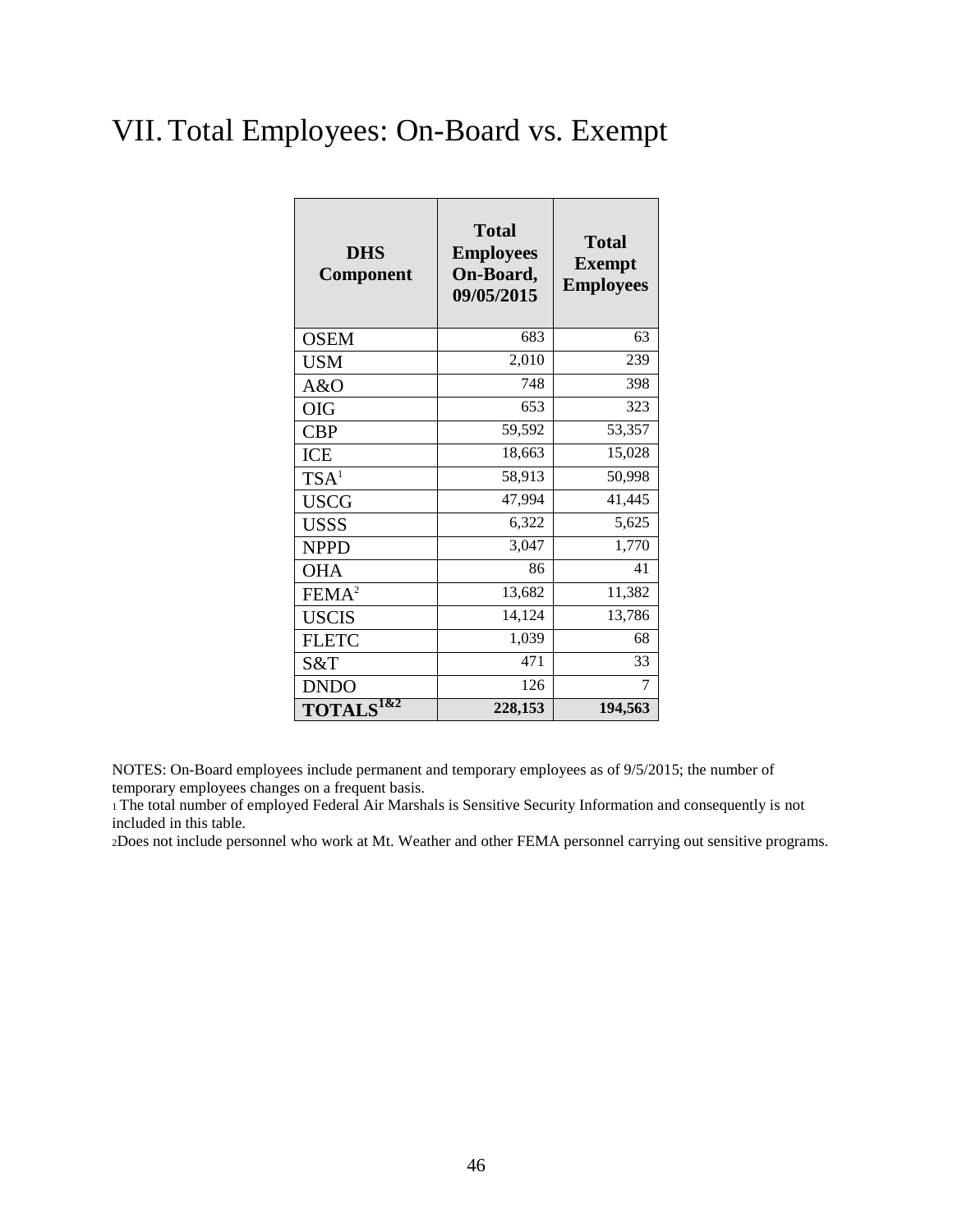# VII. Total Employees: On-Board vs. Exempt

| DHS Component | Total Employees On-Board, 09/05/2015 | Total Exempt Employees |
|---|---|---|
| OSEM | 683 | 63 |
| USM | 2,010 | 239 |
| A&O | 748 | 398 |
| OIG | 653 | 323 |
| CBP | 59,592 | 53,357 |
| ICE | 18,663 | 15,028 |
| TSA[1] | 58,913 | 50,998 |
| USCG | 47,994 | 41,445 |
| USSS | 6,322 | 5,625 |
| NPPD | 3,047 | 1,770 |
| OHA | 86 | 41 |
| FEMA[2] | 13,682 | 11,382 |
| USCIS | 14,124 | 13,786 |
| FLETC | 1,039 | 68 |
| S&T | 471 | 33 |
| DNDO | 126 | 7 |
| **TOTALS[1&2]** | **228,153** | **194,563** |

NOTES: On-Board employees include permanent and temporary employees as of 9/5/2015; the number of temporary employees changes on a frequent basis.

1 The total number of employed Federal Air Marshals is Sensitive Security Information and consequently is not included in this table.

2 Does not include personnel who work at Mt. Weather and other FEMA personnel carrying out sensitive programs.